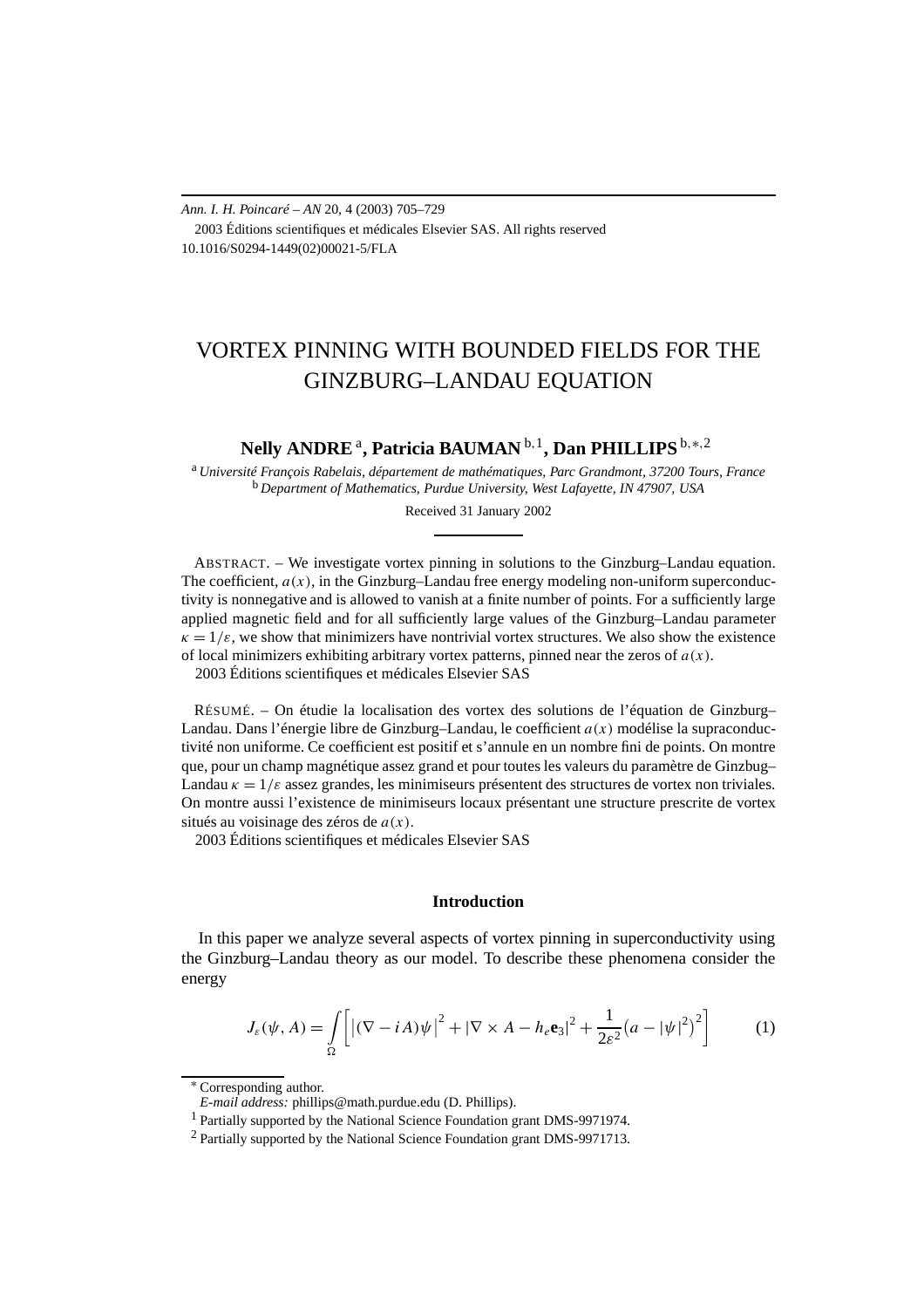# VORTEX PINNING WITH BOUNDED FIELDS FOR THE GINZBURG–LANDAU EQUATION

**Nelly ANDRE** [a], **Patricia BAUMAN** [b,1], **Dan PHILLIPS** [b,*,2]

[a] *Université François Rabelais, département de mathématiques, Parc Grandmont, 37200 Tours, France*
[b] *Department of Mathematics, Purdue University, West Lafayette, IN 47907, USA*

Received 31 January 2002

ABSTRACT. – We investigate vortex pinning in solutions to the Ginzburg–Landau equation. The coefficient, $a(x)$, in the Ginzburg–Landau free energy modeling non-uniform superconductivity is nonnegative and is allowed to vanish at a finite number of points. For a sufficiently large applied magnetic field and for all sufficiently large values of the Ginzburg–Landau parameter $\kappa = 1/\varepsilon$, we show that minimizers have nontrivial vortex structures. We also show the existence of local minimizers exhibiting arbitrary vortex patterns, pinned near the zeros of $a(x)$.
2003 Éditions scientifiques et médicales Elsevier SAS

RÉSUMÉ. – On étudie la localisation des vortex des solutions de l'équation de Ginzburg–Landau. Dans l'énergie libre de Ginzburg–Landau, le coefficient $a(x)$ modélise la supraconductivité non uniforme. Ce coefficient est positif et s'annule en un nombre fini de points. On montre que, pour un champ magnétique assez grand et pour toutes les valeurs du paramètre de Ginzbug–Landau $\kappa = 1/\varepsilon$ assez grandes, les minimiseurs présentent des structures de vortex non triviales. On montre aussi l'existence de minimiseurs locaux présentant une structure prescrite de vortex situés au voisinage des zéros de $a(x)$.
2003 Éditions scientifiques et médicales Elsevier SAS

## Introduction

In this paper we analyze several aspects of vortex pinning in superconductivity using the Ginzburg–Landau theory as our model. To describe these phenomena consider the energy

$$J_\varepsilon(\psi, A) = \int_\Omega \left[ \left|(\nabla - iA)\psi\right|^2 + |\nabla \times A - h_e \mathbf{e}_3|^2 + \frac{1}{2\varepsilon^2}\left(a - |\psi|^2\right)^2 \right] \tag{1}$$

[*] Corresponding author.
*E-mail address:* phillips@math.purdue.edu (D. Phillips).
[1] Partially supported by the National Science Foundation grant DMS-9971974.
[2] Partially supported by the National Science Foundation grant DMS-9971713.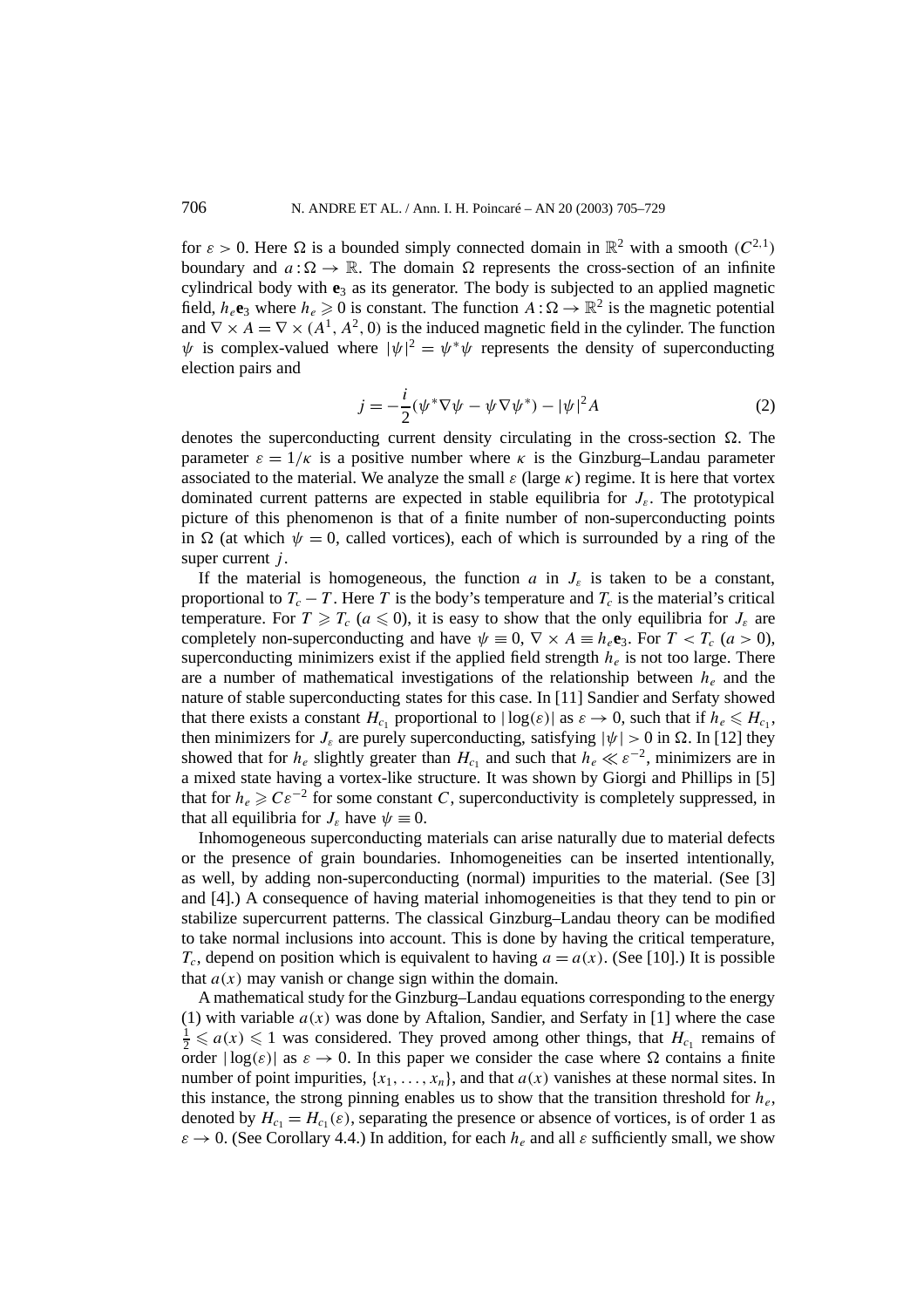for $\varepsilon > 0$. Here $\Omega$ is a bounded simply connected domain in $\mathbb{R}^2$ with a smooth ($C^{2,1}$) boundary and $a : \Omega \to \mathbb{R}$. The domain $\Omega$ represents the cross-section of an infinite cylindrical body with $\mathbf{e}_3$ as its generator. The body is subjected to an applied magnetic field, $h_e \mathbf{e}_3$ where $h_e \geqslant 0$ is constant. The function $A : \Omega \to \mathbb{R}^2$ is the magnetic potential and $\nabla \times A = \nabla \times (A^1, A^2, 0)$ is the induced magnetic field in the cylinder. The function $\psi$ is complex-valued where $|\psi|^2 = \psi^* \psi$ represents the density of superconducting election pairs and

$$j = -\frac{i}{2}(\psi^* \nabla \psi - \psi \nabla \psi^*) - |\psi|^2 A \tag{2}$$

denotes the superconducting current density circulating in the cross-section $\Omega$. The parameter $\varepsilon = 1/\kappa$ is a positive number where $\kappa$ is the Ginzburg–Landau parameter associated to the material. We analyze the small $\varepsilon$ (large $\kappa$) regime. It is here that vortex dominated current patterns are expected in stable equilibria for $J_\varepsilon$. The prototypical picture of this phenomenon is that of a finite number of non-superconducting points in $\Omega$ (at which $\psi = 0$, called vortices), each of which is surrounded by a ring of the super current $j$.

If the material is homogeneous, the function $a$ in $J_\varepsilon$ is taken to be a constant, proportional to $T_c - T$. Here $T$ is the body's temperature and $T_c$ is the material's critical temperature. For $T \geqslant T_c$ ($a \leqslant 0$), it is easy to show that the only equilibria for $J_\varepsilon$ are completely non-superconducting and have $\psi \equiv 0$, $\nabla \times A \equiv h_e \mathbf{e}_3$. For $T < T_c$ ($a > 0$), superconducting minimizers exist if the applied field strength $h_e$ is not too large. There are a number of mathematical investigations of the relationship between $h_e$ and the nature of stable superconducting states for this case. In [11] Sandier and Serfaty showed that there exists a constant $H_{c_1}$ proportional to $|\log(\varepsilon)|$ as $\varepsilon \to 0$, such that if $h_e \leqslant H_{c_1}$, then minimizers for $J_\varepsilon$ are purely superconducting, satisfying $|\psi| > 0$ in $\Omega$. In [12] they showed that for $h_e$ slightly greater than $H_{c_1}$ and such that $h_e \ll \varepsilon^{-2}$, minimizers are in a mixed state having a vortex-like structure. It was shown by Giorgi and Phillips in [5] that for $h_e \geqslant C\varepsilon^{-2}$ for some constant $C$, superconductivity is completely suppressed, in that all equilibria for $J_\varepsilon$ have $\psi \equiv 0$.

Inhomogeneous superconducting materials can arise naturally due to material defects or the presence of grain boundaries. Inhomogeneities can be inserted intentionally, as well, by adding non-superconducting (normal) impurities to the material. (See [3] and [4].) A consequence of having material inhomogeneities is that they tend to pin or stabilize supercurrent patterns. The classical Ginzburg–Landau theory can be modified to take normal inclusions into account. This is done by having the critical temperature, $T_c$, depend on position which is equivalent to having $a = a(x)$. (See [10].) It is possible that $a(x)$ may vanish or change sign within the domain.

A mathematical study for the Ginzburg–Landau equations corresponding to the energy (1) with variable $a(x)$ was done by Aftalion, Sandier, and Serfaty in [1] where the case $\frac{1}{2} \leqslant a(x) \leqslant 1$ was considered. They proved among other things, that $H_{c_1}$ remains of order $|\log(\varepsilon)|$ as $\varepsilon \to 0$. In this paper we consider the case where $\Omega$ contains a finite number of point impurities, $\{x_1, \ldots, x_n\}$, and that $a(x)$ vanishes at these normal sites. In this instance, the strong pinning enables us to show that the transition threshold for $h_e$, denoted by $H_{c_1} = H_{c_1}(\varepsilon)$, separating the presence or absence of vortices, is of order 1 as $\varepsilon \to 0$. (See Corollary 4.4.) In addition, for each $h_e$ and all $\varepsilon$ sufficiently small, we show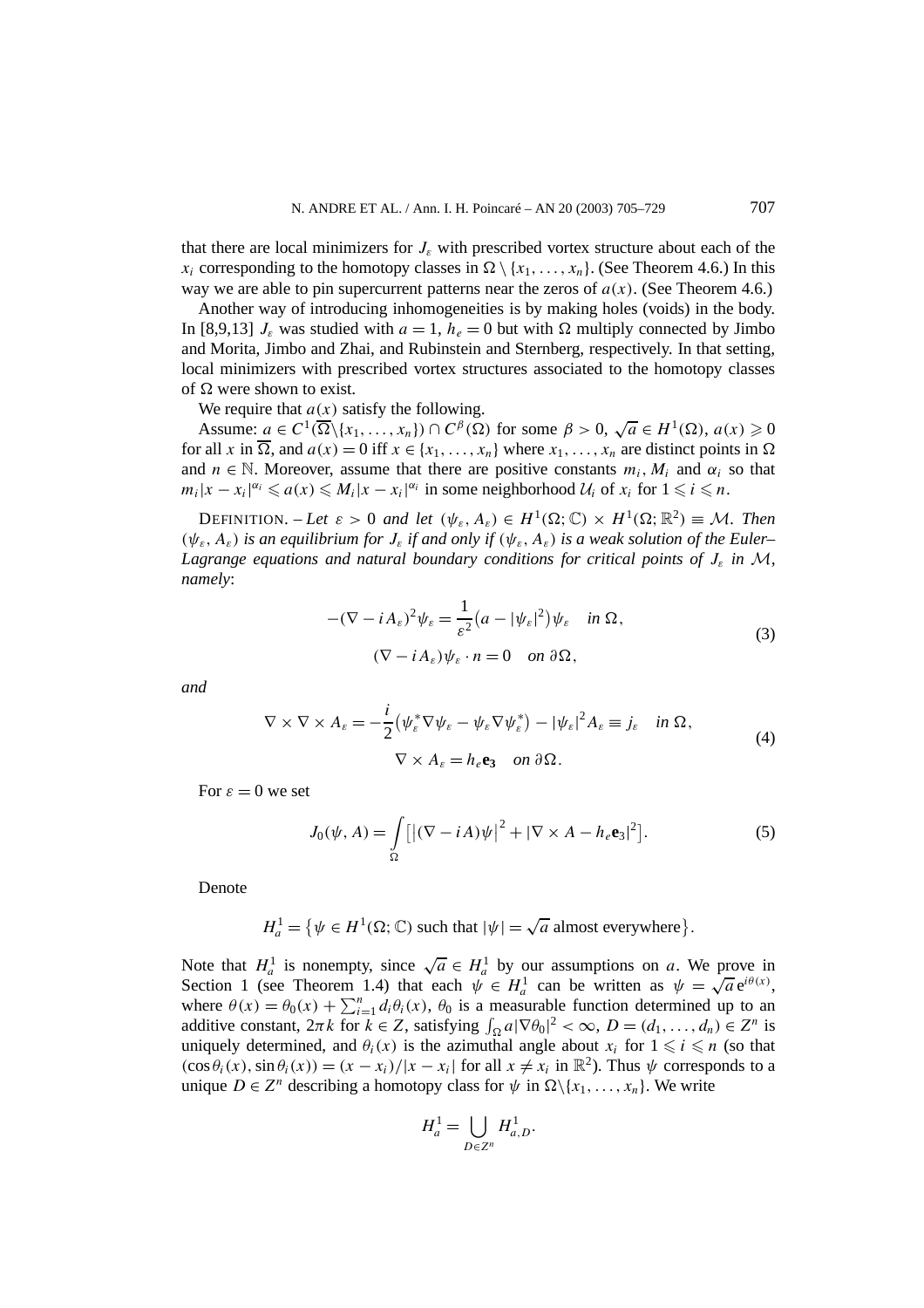that there are local minimizers for $J_\varepsilon$ with prescribed vortex structure about each of the $x_i$ corresponding to the homotopy classes in $\Omega \setminus \{x_1, \ldots, x_n\}$. (See Theorem 4.6.) In this way we are able to pin supercurrent patterns near the zeros of $a(x)$. (See Theorem 4.6.)

Another way of introducing inhomogeneities is by making holes (voids) in the body. In [8,9,13] $J_\varepsilon$ was studied with $a = 1$, $h_e = 0$ but with $\Omega$ multiply connected by Jimbo and Morita, Jimbo and Zhai, and Rubinstein and Sternberg, respectively. In that setting, local minimizers with prescribed vortex structures associated to the homotopy classes of $\Omega$ were shown to exist.

We require that $a(x)$ satisfy the following.

Assume: $a \in C^1(\overline{\Omega}\setminus\{x_1, \ldots, x_n\}) \cap C^\beta(\Omega)$ for some $\beta > 0$, $\sqrt{a} \in H^1(\Omega)$, $a(x) \geqslant 0$ for all $x$ in $\overline{\Omega}$, and $a(x) = 0$ iff $x \in \{x_1, \ldots, x_n\}$ where $x_1, \ldots, x_n$ are distinct points in $\Omega$ and $n \in \mathbb{N}$. Moreover, assume that there are positive constants $m_i$, $M_i$ and $\alpha_i$ so that $m_i|x - x_i|^{\alpha_i} \leqslant a(x) \leqslant M_i|x - x_i|^{\alpha_i}$ in some neighborhood $\mathcal{U}_i$ of $x_i$ for $1 \leqslant i \leqslant n$.

DEFINITION. – *Let $\varepsilon > 0$ and let $(\psi_\varepsilon, A_\varepsilon) \in H^1(\Omega; \mathbb{C}) \times H^1(\Omega; \mathbb{R}^2) \equiv \mathcal{M}$. Then $(\psi_\varepsilon, A_\varepsilon)$ is an equilibrium for $J_\varepsilon$ if and only if $(\psi_\varepsilon, A_\varepsilon)$ is a weak solution of the Euler–Lagrange equations and natural boundary conditions for critical points of $J_\varepsilon$ in $\mathcal{M}$, namely*:

$$
\begin{gathered}
-(\nabla - iA_\varepsilon)^2\psi_\varepsilon = \frac{1}{\varepsilon^2}\big(a - |\psi_\varepsilon|^2\big)\psi_\varepsilon \quad \text{in } \Omega, \\
(\nabla - iA_\varepsilon)\psi_\varepsilon \cdot n = 0 \quad \text{on } \partial\Omega,
\end{gathered} \tag{3}
$$

*and*

$$
\begin{gathered}
\nabla \times \nabla \times A_\varepsilon = -\frac{i}{2}\big(\psi_\varepsilon^* \nabla \psi_\varepsilon - \psi_\varepsilon \nabla \psi_\varepsilon^*\big) - |\psi_\varepsilon|^2 A_\varepsilon \equiv j_\varepsilon \quad \text{in } \Omega, \\
\nabla \times A_\varepsilon = h_e \mathbf{e_3} \quad \text{on } \partial\Omega.
\end{gathered} \tag{4}
$$

For $\varepsilon = 0$ we set

$$
J_0(\psi, A) = \int_\Omega \big[\big|(\nabla - iA)\psi\big|^2 + |\nabla \times A - h_e \mathbf{e}_3|^2\big]. \tag{5}
$$

Denote

$$
H_a^1 = \big\{\psi \in H^1(\Omega; \mathbb{C}) \text{ such that } |\psi| = \sqrt{a} \text{ almost everywhere}\big\}.
$$

Note that $H_a^1$ is nonempty, since $\sqrt{a} \in H_a^1$ by our assumptions on $a$. We prove in Section 1 (see Theorem 1.4) that each $\psi \in H_a^1$ can be written as $\psi = \sqrt{a}\,\mathrm{e}^{i\theta(x)}$, where $\theta(x) = \theta_0(x) + \sum_{i=1}^n d_i\theta_i(x)$, $\theta_0$ is a measurable function determined up to an additive constant, $2\pi k$ for $k \in Z$, satisfying $\int_\Omega a|\nabla\theta_0|^2 < \infty$, $D = (d_1, \ldots, d_n) \in Z^n$ is uniquely determined, and $\theta_i(x)$ is the azimuthal angle about $x_i$ for $1 \leqslant i \leqslant n$ (so that $(\cos\theta_i(x), \sin\theta_i(x)) = (x - x_i)/|x - x_i|$ for all $x \neq x_i$ in $\mathbb{R}^2$). Thus $\psi$ corresponds to a unique $D \in Z^n$ describing a homotopy class for $\psi$ in $\Omega\setminus\{x_1, \ldots, x_n\}$. We write

$$
H_a^1 = \bigcup_{D \in Z^n} H_{a,D}^1.
$$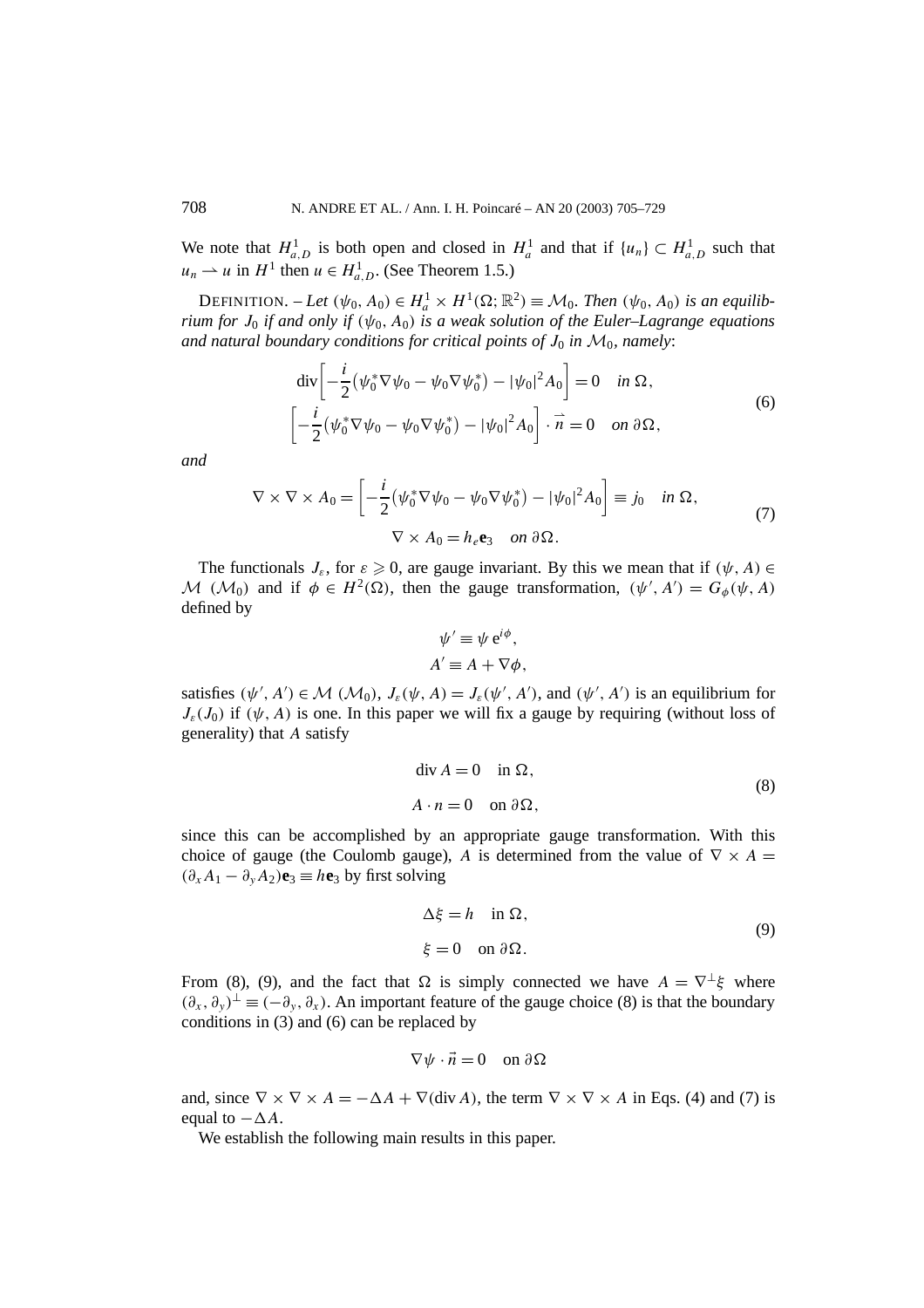We note that $H^1_{a,D}$ is both open and closed in $H^1_a$ and that if $\{u_n\} \subset H^1_{a,D}$ such that $u_n \rightharpoonup u$ in $H^1$ then $u \in H^1_{a,D}$. (See Theorem 1.5.)

DEFINITION. – *Let $(\psi_0, A_0) \in H^1_a \times H^1(\Omega; \mathbb{R}^2) \equiv \mathcal{M}_0$. Then $(\psi_0, A_0)$ is an equilibrium for $J_0$ if and only if $(\psi_0, A_0)$ is a weak solution of the Euler–Lagrange equations and natural boundary conditions for critical points of $J_0$ in $\mathcal{M}_0$, namely*:

$$
\begin{aligned}
&\operatorname{div}\left[-\frac{i}{2}\left(\psi_0^* \nabla \psi_0 - \psi_0 \nabla \psi_0^*\right) - |\psi_0|^2 A_0\right] = 0 \quad \text{in } \Omega, \\
&\left[-\frac{i}{2}\left(\psi_0^* \nabla \psi_0 - \psi_0 \nabla \psi_0^*\right) - |\psi_0|^2 A_0\right] \cdot \vec{n} = 0 \quad \text{on } \partial\Omega,
\end{aligned}
\tag{6}
$$

*and*

$$
\begin{aligned}
\nabla \times \nabla \times A_0 = \left[-\frac{i}{2}\left(\psi_0^* \nabla \psi_0 - \psi_0 \nabla \psi_0^*\right) - |\psi_0|^2 A_0\right] \equiv j_0 \quad \text{in } \Omega, \\
\nabla \times A_0 = h_e \mathbf{e}_3 \quad \text{on } \partial\Omega.
\end{aligned}
\tag{7}
$$

The functionals $J_\varepsilon$, for $\varepsilon \geqslant 0$, are gauge invariant. By this we mean that if $(\psi, A) \in \mathcal{M}$ $(\mathcal{M}_0)$ and if $\phi \in H^2(\Omega)$, then the gauge transformation, $(\psi', A') = G_\phi(\psi, A)$ defined by

$$
\begin{aligned}
\psi' &\equiv \psi \, \mathrm{e}^{i\phi}, \\
A' &\equiv A + \nabla \phi,
\end{aligned}
$$

satisfies $(\psi', A') \in \mathcal{M}$ $(\mathcal{M}_0)$, $J_\varepsilon(\psi, A) = J_\varepsilon(\psi', A')$, and $(\psi', A')$ is an equilibrium for $J_\varepsilon(J_0)$ if $(\psi, A)$ is one. In this paper we will fix a gauge by requiring (without loss of generality) that $A$ satisfy

$$
\begin{aligned}
\operatorname{div} A &= 0 \quad \text{in } \Omega, \\
A \cdot n &= 0 \quad \text{on } \partial\Omega,
\end{aligned}
\tag{8}
$$

since this can be accomplished by an appropriate gauge transformation. With this choice of gauge (the Coulomb gauge), $A$ is determined from the value of $\nabla \times A = (\partial_x A_1 - \partial_y A_2)\mathbf{e}_3 \equiv h\mathbf{e}_3$ by first solving

$$
\begin{aligned}
\Delta \xi &= h \quad \text{in } \Omega, \\
\xi &= 0 \quad \text{on } \partial\Omega.
\end{aligned}
\tag{9}
$$

From (8), (9), and the fact that $\Omega$ is simply connected we have $A = \nabla^\perp \xi$ where $(\partial_x, \partial_y)^\perp \equiv (-\partial_y, \partial_x)$. An important feature of the gauge choice (8) is that the boundary conditions in (3) and (6) can be replaced by

$$
\nabla \psi \cdot \vec{n} = 0 \quad \text{on } \partial\Omega
$$

and, since $\nabla \times \nabla \times A = -\Delta A + \nabla(\operatorname{div} A)$, the term $\nabla \times \nabla \times A$ in Eqs. (4) and (7) is equal to $-\Delta A$.

We establish the following main results in this paper.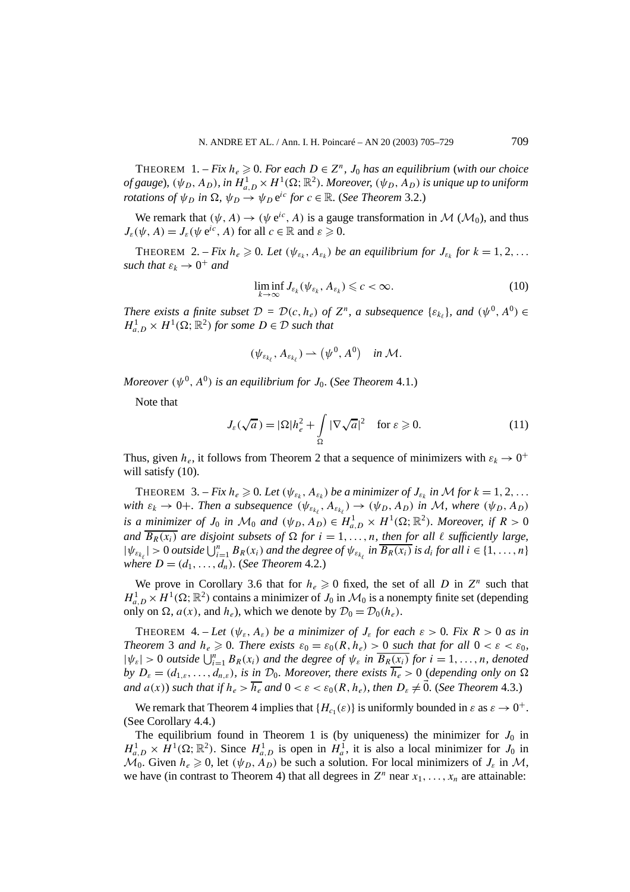THEOREM 1. – *Fix $h_e \geqslant 0$. For each $D \in Z^n$, $J_0$ has an equilibrium* (*with our choice of gauge*), $(\psi_D, A_D)$, *in $H^1_{a,D} \times H^1(\Omega; \mathbb{R}^2)$. Moreover, $(\psi_D, A_D)$ is unique up to uniform rotations of $\psi_D$ in $\Omega$, $\psi_D \to \psi_D \mathrm{e}^{ic}$ for $c \in \mathbb{R}$.* (*See Theorem* 3.2.)

We remark that $(\psi, A) \to (\psi \mathrm{e}^{ic}, A)$ is a gauge transformation in $\mathcal{M}$ ($\mathcal{M}_0$), and thus $J_\varepsilon(\psi, A) = J_\varepsilon(\psi \mathrm{e}^{ic}, A)$ for all $c \in \mathbb{R}$ and $\varepsilon \geqslant 0$.

THEOREM 2. – *Fix $h_e \geqslant 0$. Let $(\psi_{\varepsilon_k}, A_{\varepsilon_k})$ be an equilibrium for $J_{\varepsilon_k}$ for $k = 1, 2, \ldots$ such that $\varepsilon_k \to 0^+$ and*

$$\liminf_{k\to\infty} J_{\varepsilon_k}(\psi_{\varepsilon_k}, A_{\varepsilon_k}) \leqslant c < \infty. \tag{10}$$

*There exists a finite subset $\mathcal{D} = \mathcal{D}(c, h_e)$ of $Z^n$, a subsequence $\{\varepsilon_{k_\ell}\}$, and $(\psi^0, A^0) \in H^1_{a,D} \times H^1(\Omega; \mathbb{R}^2)$ for some $D \in \mathcal{D}$ such that*

$$(\psi_{\varepsilon_{k_\ell}}, A_{\varepsilon_{k_\ell}}) \rightharpoonup (\psi^0, A^0) \quad \textit{in } \mathcal{M}.$$

*Moreover $(\psi^0, A^0)$ is an equilibrium for $J_0$.* (*See Theorem* 4.1.)

Note that

$$J_\varepsilon(\sqrt{a}) = |\Omega| h_e^2 + \int_\Omega |\nabla \sqrt{a}|^2 \quad \text{for } \varepsilon \geqslant 0. \tag{11}$$

Thus, given $h_e$, it follows from Theorem 2 that a sequence of minimizers with $\varepsilon_k \to 0^+$ will satisfy (10).

THEOREM 3. – *Fix $h_e \geqslant 0$. Let $(\psi_{\varepsilon_k}, A_{\varepsilon_k})$ be a minimizer of $J_{\varepsilon_k}$ in $\mathcal{M}$ for $k = 1, 2, \ldots$ with $\varepsilon_k \to 0+$. Then a subsequence $(\psi_{\varepsilon_{k_\ell}}, A_{\varepsilon_{k_\ell}}) \to (\psi_D, A_D)$ in $\mathcal{M}$, where $(\psi_D, A_D)$ is a minimizer of $J_0$ in $\mathcal{M}_0$ and $(\psi_D, A_D) \in H^1_{a,D} \times H^1(\Omega; \mathbb{R}^2)$. Moreover, if $R > 0$ and $\overline{B_R(x_i)}$ are disjoint subsets of $\Omega$ for $i = 1, \ldots, n$, then for all $\ell$ sufficiently large, $|\psi_{\varepsilon_{k_\ell}}| > 0$ outside $\bigcup_{i=1}^n B_R(x_i)$ and the degree of $\psi_{\varepsilon_{k_\ell}}$ in $\overline{B_R(x_i)}$ is $d_i$ for all $i \in \{1, \ldots, n\}$ where $D = (d_1, \ldots, d_n)$.* (*See Theorem* 4.2.)

We prove in Corollary 3.6 that for $h_e \geqslant 0$ fixed, the set of all $D$ in $Z^n$ such that $H^1_{a,D} \times H^1(\Omega; \mathbb{R}^2)$ contains a minimizer of $J_0$ in $\mathcal{M}_0$ is a nonempty finite set (depending only on $\Omega$, $a(x)$, and $h_e$), which we denote by $\mathcal{D}_0 = \mathcal{D}_0(h_e)$.

THEOREM 4. – *Let $(\psi_\varepsilon, A_\varepsilon)$ be a minimizer of $J_\varepsilon$ for each $\varepsilon > 0$. Fix $R > 0$ as in Theorem 3 and $h_e \geqslant 0$. There exists $\varepsilon_0 = \varepsilon_0(R, h_e) > 0$ such that for all $0 < \varepsilon < \varepsilon_0$, $|\psi_\varepsilon| > 0$ outside $\bigcup_{i=1}^n B_R(x_i)$ and the degree of $\psi_\varepsilon$ in $\overline{B_R(x_i)}$ for $i = 1, \ldots, n$, denoted by $D_\varepsilon = (d_{1,\varepsilon}, \ldots, d_{n,\varepsilon})$, is in $\mathcal{D}_0$. Moreover, there exists $\overline{h_e} > 0$* (*depending only on $\Omega$ and $a(x)$*) *such that if $h_e > \overline{h_e}$ and $0 < \varepsilon < \varepsilon_0(R, h_e)$, then $D_\varepsilon \neq \vec{0}$.* (*See Theorem* 4.3.)

We remark that Theorem 4 implies that $\{H_{c_1}(\varepsilon)\}$ is uniformly bounded in $\varepsilon$ as $\varepsilon \to 0^+$. (See Corollary 4.4.)

The equilibrium found in Theorem 1 is (by uniqueness) the minimizer for $J_0$ in $H^1_{a,D} \times H^1(\Omega; \mathbb{R}^2)$. Since $H^1_{a,D}$ is open in $H^1_a$, it is also a local minimizer for $J_0$ in $\mathcal{M}_0$. Given $h_e \geqslant 0$, let $(\psi_D, A_D)$ be such a solution. For local minimizers of $J_\varepsilon$ in $\mathcal{M}$, we have (in contrast to Theorem 4) that all degrees in $Z^n$ near $x_1, \ldots, x_n$ are attainable: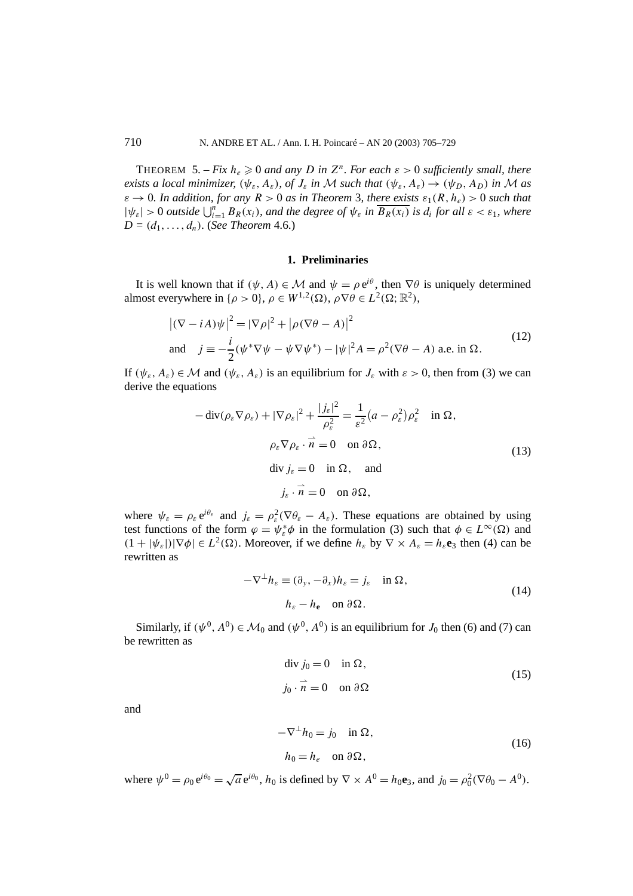THEOREM 5. – *Fix $h_e \geqslant 0$ and any $D$ in $Z^n$. For each $\varepsilon > 0$ sufficiently small, there exists a local minimizer, $(\psi_\varepsilon, A_\varepsilon)$, of $J_\varepsilon$ in $\mathcal{M}$ such that $(\psi_\varepsilon, A_\varepsilon) \to (\psi_D, A_D)$ in $\mathcal{M}$ as $\varepsilon \to 0$. In addition, for any $R > 0$ as in Theorem 3, there exists $\varepsilon_1(R, h_e) > 0$ such that $|\psi_\varepsilon| > 0$ outside $\bigcup_{i=1}^n B_R(x_i)$, and the degree of $\psi_\varepsilon$ in $\overline{B_R(x_i)}$ is $d_i$ for all $\varepsilon < \varepsilon_1$, where $D = (d_1, \ldots, d_n)$. (See Theorem 4.6.)*

## 1. Preliminaries

It is well known that if $(\psi, A) \in \mathcal{M}$ and $\psi = \rho\, e^{i\theta}$, then $\nabla\theta$ is uniquely determined almost everywhere in $\{\rho > 0\}$, $\rho \in W^{1,2}(\Omega)$, $\rho\nabla\theta \in L^2(\Omega; \mathbb{R}^2)$,

$$
\begin{aligned}
&\left|(\nabla - iA)\psi\right|^2 = |\nabla\rho|^2 + \left|\rho(\nabla\theta - A)\right|^2 \\
&\text{and} \quad j \equiv -\frac{i}{2}(\psi^*\nabla\psi - \psi\nabla\psi^*) - |\psi|^2 A = \rho^2(\nabla\theta - A) \text{ a.e. in } \Omega.
\end{aligned}
\tag{12}
$$

If $(\psi_\varepsilon, A_\varepsilon) \in \mathcal{M}$ and $(\psi_\varepsilon, A_\varepsilon)$ is an equilibrium for $J_\varepsilon$ with $\varepsilon > 0$, then from (3) we can derive the equations

$$
\begin{aligned}
-\operatorname{div}(\rho_\varepsilon\nabla\rho_\varepsilon) + |\nabla\rho_\varepsilon|^2 + \frac{|j_\varepsilon|^2}{\rho_\varepsilon^2} &= \frac{1}{\varepsilon^2}\left(a - \rho_\varepsilon^2\right)\rho_\varepsilon^2 \quad \text{in } \Omega, \\
\rho_\varepsilon\nabla\rho_\varepsilon \cdot \vec{n} &= 0 \quad \text{on } \partial\Omega, \\
\operatorname{div} j_\varepsilon &= 0 \quad \text{in } \Omega, \quad \text{and} \\
j_\varepsilon \cdot \vec{n} &= 0 \quad \text{on } \partial\Omega,
\end{aligned}
\tag{13}
$$

where $\psi_\varepsilon = \rho_\varepsilon\, e^{i\theta_\varepsilon}$ and $j_\varepsilon = \rho_\varepsilon^2(\nabla\theta_\varepsilon - A_\varepsilon)$. These equations are obtained by using test functions of the form $\varphi = \psi_\varepsilon^*\phi$ in the formulation (3) such that $\phi \in L^\infty(\Omega)$ and $(1 + |\psi_\varepsilon|)|\nabla\phi| \in L^2(\Omega)$. Moreover, if we define $h_\varepsilon$ by $\nabla \times A_\varepsilon = h_\varepsilon \mathbf{e}_3$ then (4) can be rewritten as

$$
\begin{aligned}
-\nabla^\perp h_\varepsilon \equiv (\partial_y, -\partial_x)h_\varepsilon &= j_\varepsilon \quad \text{in } \Omega, \\
h_\varepsilon - h_{\mathbf{e}} &\quad \text{on } \partial\Omega.
\end{aligned}
\tag{14}
$$

Similarly, if $(\psi^0, A^0) \in \mathcal{M}_0$ and $(\psi^0, A^0)$ is an equilibrium for $J_0$ then (6) and (7) can be rewritten as

$$
\begin{aligned}
\operatorname{div} j_0 &= 0 \quad \text{in } \Omega, \\
j_0 \cdot \vec{n} &= 0 \quad \text{on } \partial\Omega
\end{aligned}
\tag{15}
$$

and

$$
\begin{aligned}
-\nabla^\perp h_0 &= j_0 \quad \text{in } \Omega, \\
h_0 &= h_e \quad \text{on } \partial\Omega,
\end{aligned}
\tag{16}
$$

where $\psi^0 = \rho_0\, e^{i\theta_0} = \sqrt{a}\, e^{i\theta_0}$, $h_0$ is defined by $\nabla \times A^0 = h_0\mathbf{e}_3$, and $j_0 = \rho_0^2(\nabla\theta_0 - A^0)$.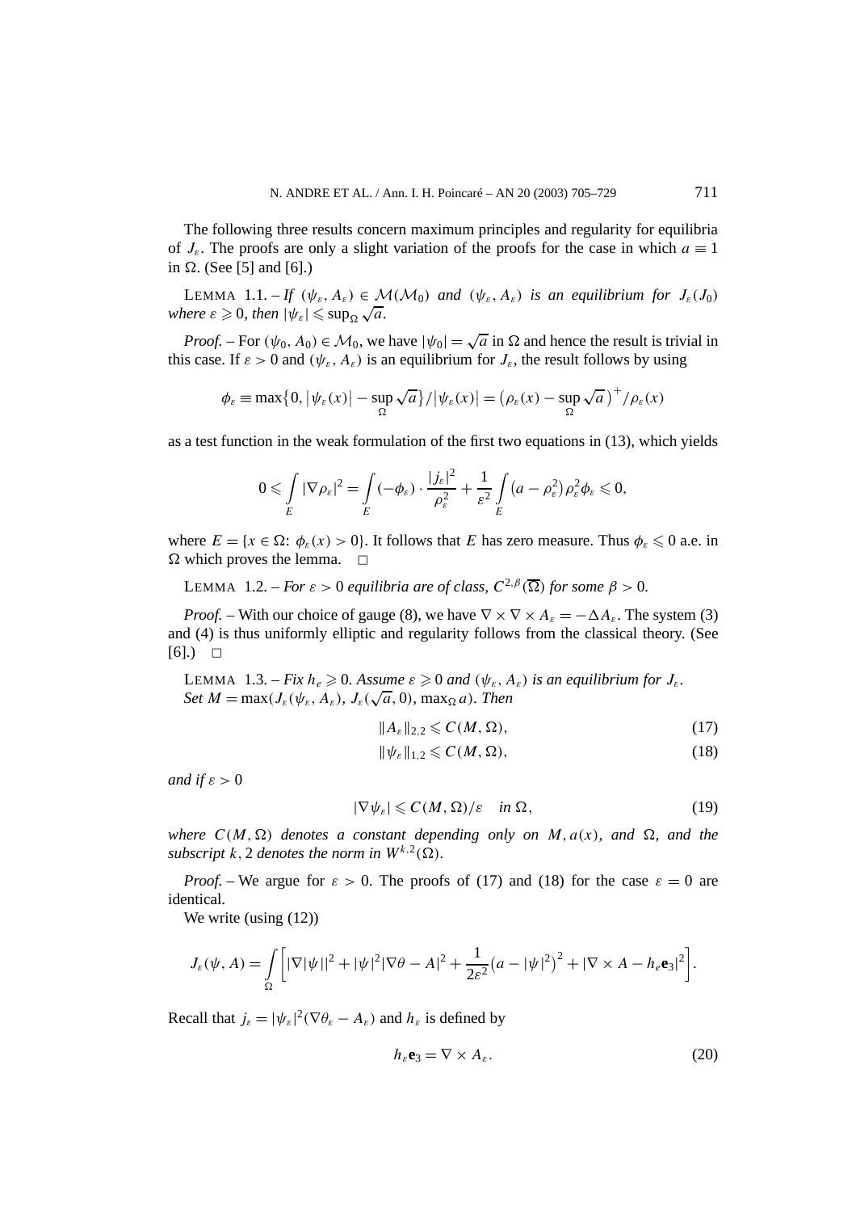The following three results concern maximum principles and regularity for equilibria of $J_\varepsilon$. The proofs are only a slight variation of the proofs for the case in which $a \equiv 1$ in $\Omega$. (See [5] and [6].)

LEMMA 1.1. – *If* $(\psi_\varepsilon, A_\varepsilon) \in \mathcal{M}(\mathcal{M}_0)$ *and* $(\psi_\varepsilon, A_\varepsilon)$ *is an equilibrium for* $J_\varepsilon(J_0)$ *where* $\varepsilon \geqslant 0$, *then* $|\psi_\varepsilon| \leqslant \sup_\Omega \sqrt{a}$.

*Proof.* – For $(\psi_0, A_0) \in \mathcal{M}_0$, we have $|\psi_0| = \sqrt{a}$ in $\Omega$ and hence the result is trivial in this case. If $\varepsilon > 0$ and $(\psi_\varepsilon, A_\varepsilon)$ is an equilibrium for $J_\varepsilon$, the result follows by using

$$\phi_\varepsilon \equiv \max\{0, |\psi_\varepsilon(x)| - \sup_\Omega \sqrt{a}\}/|\psi_\varepsilon(x)| = \left(\rho_\varepsilon(x) - \sup_\Omega \sqrt{a}\right)^+/\rho_\varepsilon(x)$$

as a test function in the weak formulation of the first two equations in (13), which yields

$$0 \leqslant \int_E |\nabla \rho_\varepsilon|^2 = \int_E (-\phi_\varepsilon) \cdot \frac{|j_\varepsilon|^2}{\rho_\varepsilon^2} + \frac{1}{\varepsilon^2}\int_E \left(a - \rho_\varepsilon^2\right)\rho_\varepsilon^2 \phi_\varepsilon \leqslant 0,$$

where $E = \{x \in \Omega\colon \phi_\varepsilon(x) > 0\}$. It follows that $E$ has zero measure. Thus $\phi_\varepsilon \leqslant 0$ a.e. in $\Omega$ which proves the lemma. $\square$

LEMMA 1.2. – *For* $\varepsilon > 0$ *equilibria are of class,* $C^{2,\beta}(\overline{\Omega})$ *for some* $\beta > 0$.

*Proof.* – With our choice of gauge (8), we have $\nabla \times \nabla \times A_\varepsilon = -\Delta A_\varepsilon$. The system (3) and (4) is thus uniformly elliptic and regularity follows from the classical theory. (See [6].) $\square$

LEMMA 1.3. – *Fix* $h_e \geqslant 0$. *Assume* $\varepsilon \geqslant 0$ *and* $(\psi_\varepsilon, A_\varepsilon)$ *is an equilibrium for* $J_\varepsilon$. *Set* $M = \max(J_\varepsilon(\psi_\varepsilon, A_\varepsilon), J_\varepsilon(\sqrt{a}, 0), \max_\Omega a)$. *Then*

$$\|A_\varepsilon\|_{2,2} \leqslant C(M, \Omega), \tag{17}$$

$$\|\psi_\varepsilon\|_{1,2} \leqslant C(M, \Omega), \tag{18}$$

*and if* $\varepsilon > 0$

$$|\nabla \psi_\varepsilon| \leqslant C(M, \Omega)/\varepsilon \quad \text{in } \Omega, \tag{19}$$

*where* $C(M, \Omega)$ *denotes a constant depending only on* $M, a(x)$, *and* $\Omega$, *and the subscript* $k, 2$ *denotes the norm in* $W^{k,2}(\Omega)$.

*Proof.* – We argue for $\varepsilon > 0$. The proofs of (17) and (18) for the case $\varepsilon = 0$ are identical.

We write (using (12))

$$J_\varepsilon(\psi, A) = \int_\Omega \left[|\nabla|\psi||^2 + |\psi|^2|\nabla\theta - A|^2 + \frac{1}{2\varepsilon^2}\left(a - |\psi|^2\right)^2 + |\nabla \times A - h_e \mathbf{e}_3|^2\right].$$

Recall that $j_\varepsilon = |\psi_\varepsilon|^2(\nabla\theta_\varepsilon - A_\varepsilon)$ and $h_\varepsilon$ is defined by

$$h_\varepsilon \mathbf{e}_3 = \nabla \times A_\varepsilon. \tag{20}$$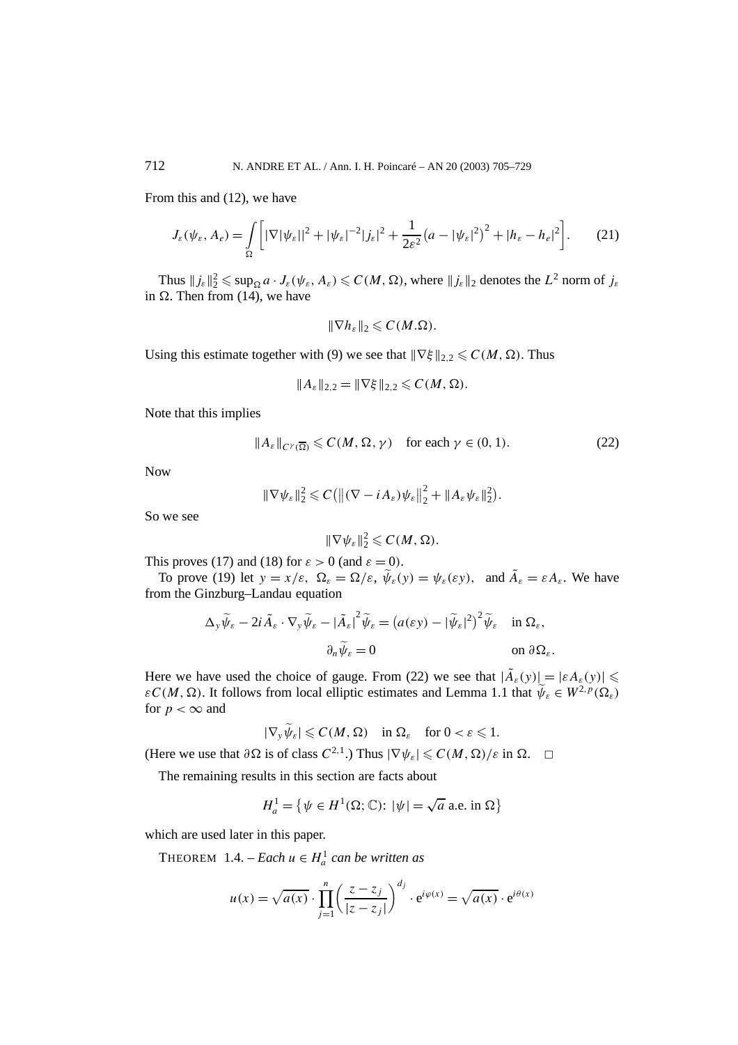From this and (12), we have

$$J_\varepsilon(\psi_\varepsilon, A_e) = \int_\Omega \left[ |\nabla|\psi_\varepsilon||^2 + |\psi_\varepsilon|^{-2}|j_\varepsilon|^2 + \frac{1}{2\varepsilon^2}\left(a - |\psi_\varepsilon|^2\right)^2 + |h_\varepsilon - h_e|^2 \right]. \tag{21}$$

Thus $\|j_\varepsilon\|_2^2 \leqslant \sup_\Omega a \cdot J_\varepsilon(\psi_\varepsilon, A_\varepsilon) \leqslant C(M, \Omega)$, where $\|j_\varepsilon\|_2$ denotes the $L^2$ norm of $j_\varepsilon$ in $\Omega$. Then from (14), we have

$$\|\nabla h_\varepsilon\|_2 \leqslant C(M.\Omega).$$

Using this estimate together with (9) we see that $\|\nabla \xi\|_{2,2} \leqslant C(M, \Omega)$. Thus

$$\|A_\varepsilon\|_{2,2} = \|\nabla \xi\|_{2,2} \leqslant C(M, \Omega).$$

Note that this implies

$$\|A_\varepsilon\|_{C^\gamma(\overline{\Omega})} \leqslant C(M, \Omega, \gamma) \quad \text{for each } \gamma \in (0, 1). \tag{22}$$

Now

$$\|\nabla \psi_\varepsilon\|_2^2 \leqslant C\left(\left\|(\nabla - iA_\varepsilon)\psi_\varepsilon\right\|_2^2 + \|A_\varepsilon \psi_\varepsilon\|_2^2\right).$$

So we see

$$\|\nabla \psi_\varepsilon\|_2^2 \leqslant C(M, \Omega).$$

This proves (17) and (18) for $\varepsilon > 0$ (and $\varepsilon = 0$).

To prove (19) let $y = x/\varepsilon$, $\Omega_\varepsilon = \Omega/\varepsilon$, $\widetilde{\psi}_\varepsilon(y) = \psi_\varepsilon(\varepsilon y)$, and $\tilde{A}_\varepsilon = \varepsilon A_\varepsilon$. We have from the Ginzburg–Landau equation

$$\begin{aligned}
\Delta_y \widetilde{\psi}_\varepsilon - 2i\tilde{A}_\varepsilon \cdot \nabla_y \widetilde{\psi}_\varepsilon - |\tilde{A}_\varepsilon|^2 \widetilde{\psi}_\varepsilon &= \left(a(\varepsilon y) - |\widetilde{\psi}_\varepsilon|^2\right)^2 \widetilde{\psi}_\varepsilon \quad &&\text{in } \Omega_\varepsilon, \\
\partial_n \widetilde{\psi}_\varepsilon &= 0 &&\text{on } \partial\Omega_\varepsilon.
\end{aligned}$$

Here we have used the choice of gauge. From (22) we see that $|\tilde{A}_\varepsilon(y)| = |\varepsilon A_\varepsilon(y)| \leqslant \varepsilon C(M, \Omega)$. It follows from local elliptic estimates and Lemma 1.1 that $\widetilde{\psi}_\varepsilon \in W^{2,p}(\Omega_\varepsilon)$ for $p < \infty$ and

$$|\nabla_y \widetilde{\psi}_\varepsilon| \leqslant C(M, \Omega) \quad \text{in } \Omega_\varepsilon \quad \text{for } 0 < \varepsilon \leqslant 1.$$

(Here we use that $\partial\Omega$ is of class $C^{2,1}$.) Thus $|\nabla \psi_\varepsilon| \leqslant C(M, \Omega)/\varepsilon$ in $\Omega$. $\square$

The remaining results in this section are facts about

$$H_a^1 = \left\{\psi \in H^1(\Omega; \mathbb{C}) \colon |\psi| = \sqrt{a} \text{ a.e. in } \Omega\right\}$$

which are used later in this paper.

THEOREM 1.4. – *Each $u \in H_a^1$ can be written as*

$$u(x) = \sqrt{a(x)} \cdot \prod_{j=1}^{n} \left(\frac{z - z_j}{|z - z_j|}\right)^{d_j} \cdot e^{i\varphi(x)} = \sqrt{a(x)} \cdot e^{i\theta(x)}$$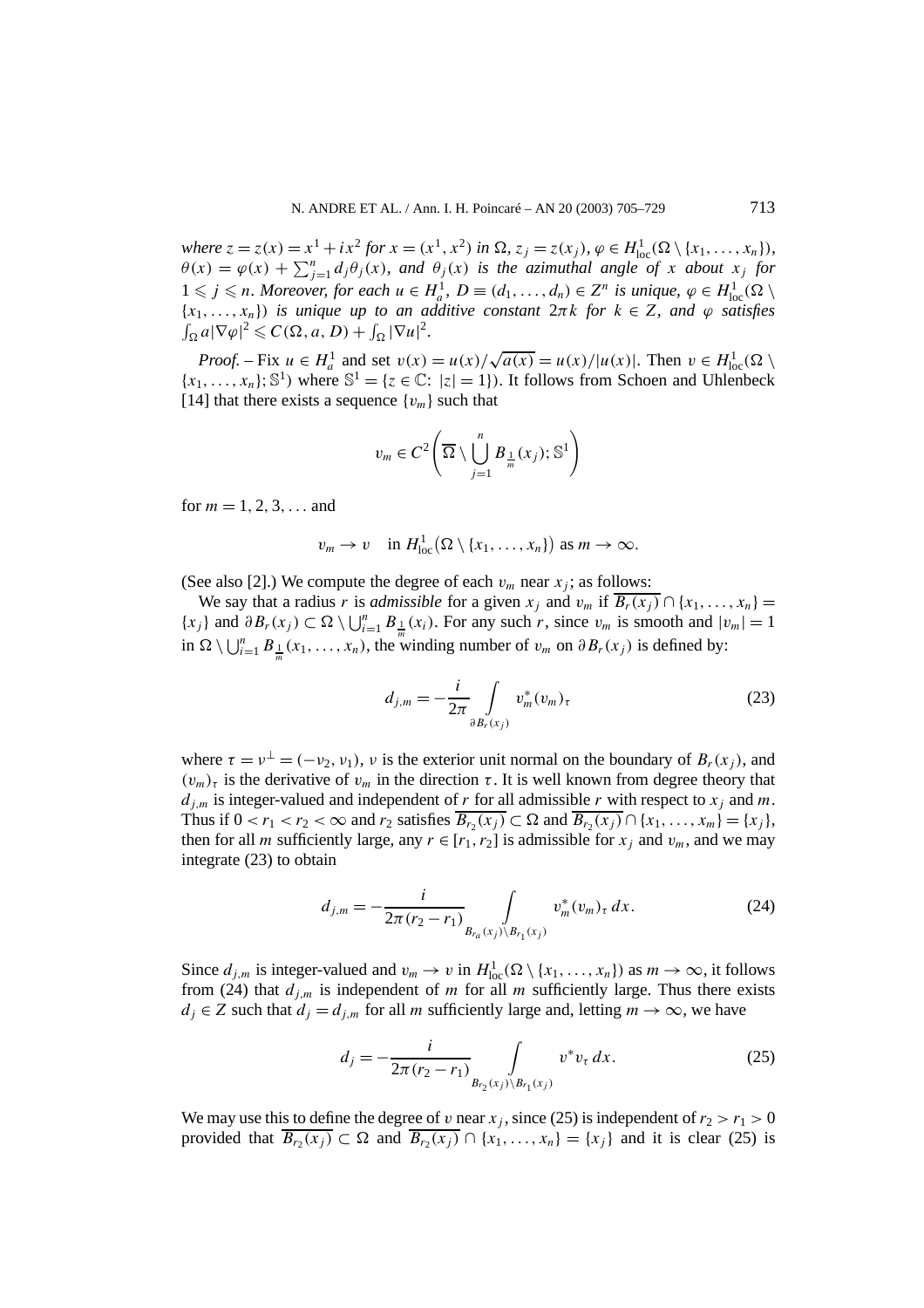*where* $z = z(x) = x^1 + ix^2$ *for* $x = (x^1, x^2)$ *in* $\Omega$, $z_j = z(x_j)$, $\varphi \in H^1_{\mathrm{loc}}(\Omega \setminus \{x_1, \ldots, x_n\})$, $\theta(x) = \varphi(x) + \sum_{j=1}^n d_j \theta_j(x)$, *and* $\theta_j(x)$ *is the azimuthal angle of* $x$ *about* $x_j$ *for* $1 \leqslant j \leqslant n$. *Moreover, for each* $u \in H^1_a$, $D \equiv (d_1, \ldots, d_n) \in Z^n$ *is unique,* $\varphi \in H^1_{\mathrm{loc}}(\Omega \setminus \{x_1, \ldots, x_n\})$ *is unique up to an additive constant* $2\pi k$ *for* $k \in Z$, *and* $\varphi$ *satisfies* $\int_\Omega a|\nabla \varphi|^2 \leqslant C(\Omega, a, D) + \int_\Omega |\nabla u|^2$.

*Proof.* – Fix $u \in H^1_a$ and set $v(x) = u(x)/\sqrt{a(x)} = u(x)/|u(x)|$. Then $v \in H^1_{\mathrm{loc}}(\Omega \setminus \{x_1, \ldots, x_n\}; \mathbb{S}^1)$ where $\mathbb{S}^1 = \{z \in \mathbb{C}\colon |z| = 1\}$). It follows from Schoen and Uhlenbeck [14] that there exists a sequence $\{v_m\}$ such that

$$v_m \in C^2\left(\overline{\Omega} \setminus \bigcup_{j=1}^n B_{\frac{1}{m}}(x_j); \mathbb{S}^1\right)$$

for $m = 1, 2, 3, \ldots$ and

$$v_m \to v \quad \text{in } H^1_{\mathrm{loc}}(\Omega \setminus \{x_1, \ldots, x_n\}) \text{ as } m \to \infty.$$

(See also [2].) We compute the degree of each $v_m$ near $x_j$; as follows:

We say that a radius $r$ is *admissible* for a given $x_j$ and $v_m$ if $\overline{B_r(x_j)} \cap \{x_1, \ldots, x_n\} = \{x_j\}$ and $\partial B_r(x_j) \subset \Omega \setminus \bigcup_{i=1}^n B_{\frac{1}{m}}(x_i)$. For any such $r$, since $v_m$ is smooth and $|v_m| = 1$ in $\Omega \setminus \bigcup_{i=1}^n B_{\frac{1}{m}}(x_1, \ldots, x_n)$, the winding number of $v_m$ on $\partial B_r(x_j)$ is defined by:

$$d_{j,m} = -\frac{i}{2\pi} \int_{\partial B_r(x_j)} v_m^* (v_m)_\tau \tag{23}$$

where $\tau = \nu^\perp = (-\nu_2, \nu_1)$, $\nu$ is the exterior unit normal on the boundary of $B_r(x_j)$, and $(v_m)_\tau$ is the derivative of $v_m$ in the direction $\tau$. It is well known from degree theory that $d_{j,m}$ is integer-valued and independent of $r$ for all admissible $r$ with respect to $x_j$ and $m$. Thus if $0 < r_1 < r_2 < \infty$ and $r_2$ satisfies $\overline{B_{r_2}(x_j)} \subset \Omega$ and $\overline{B_{r_2}(x_j)} \cap \{x_1, \ldots, x_m\} = \{x_j\}$, then for all $m$ sufficiently large, any $r \in [r_1, r_2]$ is admissible for $x_j$ and $v_m$, and we may integrate (23) to obtain

$$d_{j,m} = -\frac{i}{2\pi(r_2 - r_1)} \int_{B_{r_a}(x_j) \setminus B_{r_1}(x_j)} v_m^* (v_m)_\tau \, dx. \tag{24}$$

Since $d_{j,m}$ is integer-valued and $v_m \to v$ in $H^1_{\mathrm{loc}}(\Omega \setminus \{x_1, \ldots, x_n\})$ as $m \to \infty$, it follows from (24) that $d_{j,m}$ is independent of $m$ for all $m$ sufficiently large. Thus there exists $d_j \in Z$ such that $d_j = d_{j,m}$ for all $m$ sufficiently large and, letting $m \to \infty$, we have

$$d_j = -\frac{i}{2\pi(r_2 - r_1)} \int_{B_{r_2}(x_j) \setminus B_{r_1}(x_j)} v^* v_\tau \, dx. \tag{25}$$

We may use this to define the degree of $v$ near $x_j$, since (25) is independent of $r_2 > r_1 > 0$ provided that $\overline{B_{r_2}(x_j)} \subset \Omega$ and $\overline{B_{r_2}(x_j)} \cap \{x_1, \ldots, x_n\} = \{x_j\}$ and it is clear (25) is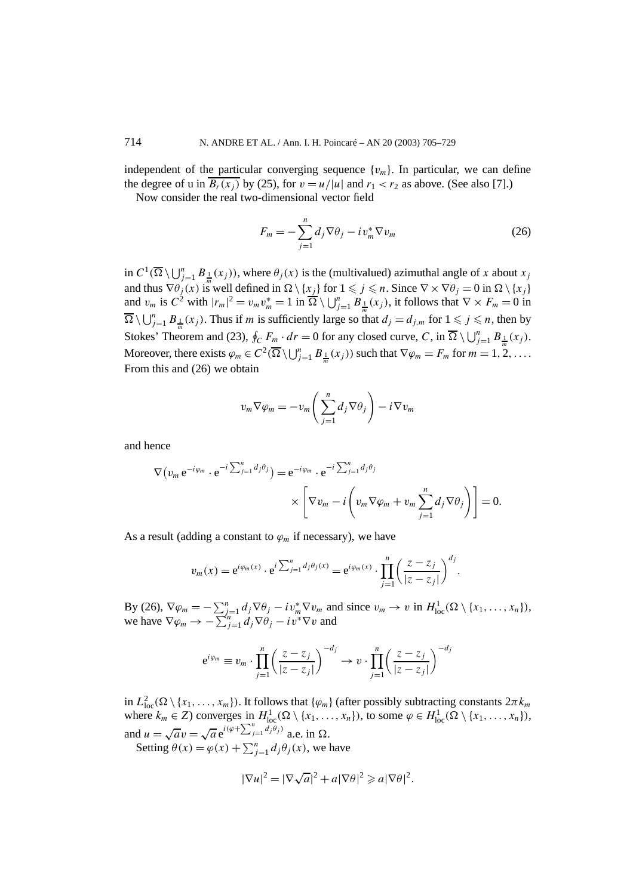independent of the particular converging sequence $\{v_m\}$. In particular, we can define the degree of u in $\overline{B_r(x_j)}$ by (25), for $v = u/|u|$ and $r_1 < r_2$ as above. (See also [7].)

Now consider the real two-dimensional vector field

$$F_m = -\sum_{j=1}^{n} d_j \nabla\theta_j - i v_m^* \nabla v_m \tag{26}$$

in $C^1(\overline{\Omega} \setminus \bigcup_{j=1}^n B_{\frac{1}{m}}(x_j))$, where $\theta_j(x)$ is the (multivalued) azimuthal angle of $x$ about $x_j$ and thus $\nabla\theta_j(x)$ is well defined in $\Omega \setminus \{x_j\}$ for $1 \leqslant j \leqslant n$. Since $\nabla \times \nabla\theta_j = 0$ in $\Omega \setminus \{x_j\}$ and $v_m$ is $C^2$ with $|r_m|^2 = v_m v_m^* = 1$ in $\overline{\Omega} \setminus \bigcup_{j=1}^n B_{\frac{1}{m}}(x_j)$, it follows that $\nabla \times F_m = 0$ in $\overline{\Omega} \setminus \bigcup_{j=1}^n B_{\frac{1}{m}}(x_j)$. Thus if $m$ is sufficiently large so that $d_j = d_{j,m}$ for $1 \leqslant j \leqslant n$, then by Stokes' Theorem and (23), $\oint_C F_m \cdot dr = 0$ for any closed curve, $C$, in $\overline{\Omega} \setminus \bigcup_{j=1}^n B_{\frac{1}{m}}(x_j)$. Moreover, there exists $\varphi_m \in C^2(\overline{\Omega} \setminus \bigcup_{j=1}^n B_{\frac{1}{m}}(x_j))$ such that $\nabla\varphi_m = F_m$ for $m = 1, 2, \ldots$. From this and (26) we obtain

$$v_m \nabla\varphi_m = -v_m \left( \sum_{j=1}^{n} d_j \nabla\theta_j \right) - i \nabla v_m$$

and hence

$$\nabla\left(v_m \, \mathrm{e}^{-i\varphi_m} \cdot \mathrm{e}^{-i\sum_{j=1}^n d_j\theta_j}\right) = \mathrm{e}^{-i\varphi_m} \cdot \mathrm{e}^{-i\sum_{j=1}^n d_j\theta_j} \times \left[ \nabla v_m - i\left( v_m \nabla\varphi_m + v_m \sum_{j=1}^{n} d_j \nabla\theta_j \right) \right] = 0.$$

As a result (adding a constant to $\varphi_m$ if necessary), we have

$$v_m(x) = \mathrm{e}^{i\varphi_m(x)} \cdot \mathrm{e}^{i\sum_{j=1}^n d_j\theta_j(x)} = \mathrm{e}^{i\varphi_m(x)} \cdot \prod_{j=1}^{n} \left( \frac{z - z_j}{|z - z_j|} \right)^{d_j}.$$

By (26), $\nabla\varphi_m = -\sum_{j=1}^n d_j \nabla\theta_j - i v_m^* \nabla v_m$ and since $v_m \to v$ in $H^1_{\mathrm{loc}}(\Omega \setminus \{x_1, \ldots, x_n\})$, we have $\nabla\varphi_m \to -\sum_{j=1}^n d_j \nabla\theta_j - i v^* \nabla v$ and

$$\mathrm{e}^{i\varphi_m} \equiv v_m \cdot \prod_{j=1}^{n} \left( \frac{z - z_j}{|z - z_j|} \right)^{-d_j} \to v \cdot \prod_{j=1}^{n} \left( \frac{z - z_j}{|z - z_j|} \right)^{-d_j}$$

in $L^2_{\mathrm{loc}}(\Omega \setminus \{x_1, \ldots, x_m\})$. It follows that $\{\varphi_m\}$ (after possibly subtracting constants $2\pi k_m$ where $k_m \in Z$) converges in $H^1_{\mathrm{loc}}(\Omega \setminus \{x_1, \ldots, x_n\})$, to some $\varphi \in H^1_{\mathrm{loc}}(\Omega \setminus \{x_1, \ldots, x_n\})$, and $u = \sqrt{a}\, v = \sqrt{a}\, \mathrm{e}^{i(\varphi + \sum_{j=1}^n d_j\theta_j)}$ a.e. in $\Omega$.

Setting $\theta(x) = \varphi(x) + \sum_{j=1}^n d_j \theta_j(x)$, we have

$$|\nabla u|^2 = |\nabla\sqrt{a}|^2 + a|\nabla\theta|^2 \geqslant a|\nabla\theta|^2.$$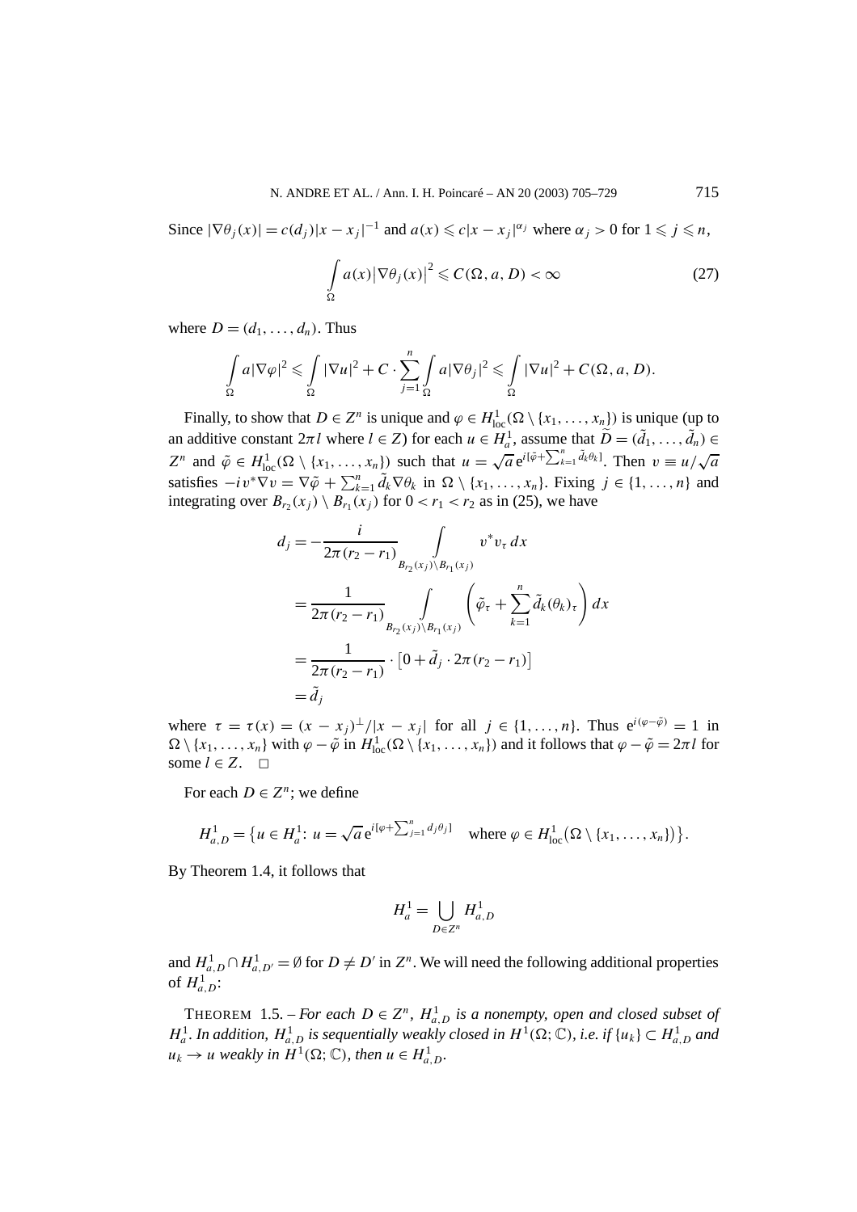Since $|\nabla\theta_j(x)| = c(d_j)|x - x_j|^{-1}$ and $a(x) \leqslant c|x - x_j|^{\alpha_j}$ where $\alpha_j > 0$ for $1 \leqslant j \leqslant n$,

$$\int_\Omega a(x)\left|\nabla\theta_j(x)\right|^2 \leqslant C(\Omega, a, D) < \infty \tag{27}$$

where $D = (d_1, \ldots, d_n)$. Thus

$$\int_\Omega a|\nabla\varphi|^2 \leqslant \int_\Omega |\nabla u|^2 + C \cdot \sum_{j=1}^n \int_\Omega a|\nabla\theta_j|^2 \leqslant \int_\Omega |\nabla u|^2 + C(\Omega, a, D).$$

Finally, to show that $D \in Z^n$ is unique and $\varphi \in H^1_{\text{loc}}(\Omega \setminus \{x_1, \ldots, x_n\})$ is unique (up to an additive constant $2\pi l$ where $l \in Z$) for each $u \in H^1_a$, assume that $\widetilde{D} = (\tilde{d}_1, \ldots, \tilde{d}_n) \in Z^n$ and $\tilde{\varphi} \in H^1_{\text{loc}}(\Omega \setminus \{x_1, \ldots, x_n\})$ such that $u = \sqrt{a}\,\mathrm{e}^{i[\tilde{\varphi} + \sum_{k=1}^n \tilde{d}_k\theta_k]}$. Then $v \equiv u/\sqrt{a}$ satisfies $-iv^*\nabla v = \nabla\tilde{\varphi} + \sum_{k=1}^n \tilde{d}_k\nabla\theta_k$ in $\Omega \setminus \{x_1, \ldots, x_n\}$. Fixing $j \in \{1, \ldots, n\}$ and integrating over $B_{r_2}(x_j) \setminus B_{r_1}(x_j)$ for $0 < r_1 < r_2$ as in (25), we have

$$\begin{aligned}
d_j &= -\frac{i}{2\pi(r_2 - r_1)} \int_{B_{r_2}(x_j)\setminus B_{r_1}(x_j)} v^* v_\tau \, dx \\
&= \frac{1}{2\pi(r_2 - r_1)} \int_{B_{r_2}(x_j)\setminus B_{r_1}(x_j)} \left(\tilde{\varphi}_\tau + \sum_{k=1}^n \tilde{d}_k(\theta_k)_\tau\right) dx \\
&= \frac{1}{2\pi(r_2 - r_1)} \cdot \left[0 + \tilde{d}_j \cdot 2\pi(r_2 - r_1)\right] \\
&= \tilde{d}_j
\end{aligned}$$

where $\tau = \tau(x) = (x - x_j)^\perp/|x - x_j|$ for all $j \in \{1, \ldots, n\}$. Thus $\mathrm{e}^{i(\varphi - \tilde{\varphi})} = 1$ in $\Omega \setminus \{x_1, \ldots, x_n\}$ with $\varphi - \tilde{\varphi}$ in $H^1_{\text{loc}}(\Omega \setminus \{x_1, \ldots, x_n\})$ and it follows that $\varphi - \tilde{\varphi} = 2\pi l$ for some $l \in Z$. $\square$

For each $D \in Z^n$; we define

$$H^1_{a,D} = \left\{u \in H^1_a \colon u = \sqrt{a}\,\mathrm{e}^{i[\varphi + \sum_{j=1}^n d_j\theta_j]} \quad \text{where } \varphi \in H^1_{\text{loc}}\left(\Omega \setminus \{x_1, \ldots, x_n\}\right)\right\}.$$

By Theorem 1.4, it follows that

$$H^1_a = \bigcup_{D \in Z^n} H^1_{a,D}$$

and $H^1_{a,D} \cap H^1_{a,D'} = \emptyset$ for $D \neq D'$ in $Z^n$. We will need the following additional properties of $H^1_{a,D}$:

THEOREM 1.5. – *For each $D \in Z^n$, $H^1_{a,D}$ is a nonempty, open and closed subset of $H^1_a$. In addition, $H^1_{a,D}$ is sequentially weakly closed in $H^1(\Omega;\mathbb{C})$, i.e. if $\{u_k\} \subset H^1_{a,D}$ and $u_k \to u$ weakly in $H^1(\Omega;\mathbb{C})$, then $u \in H^1_{a,D}$.*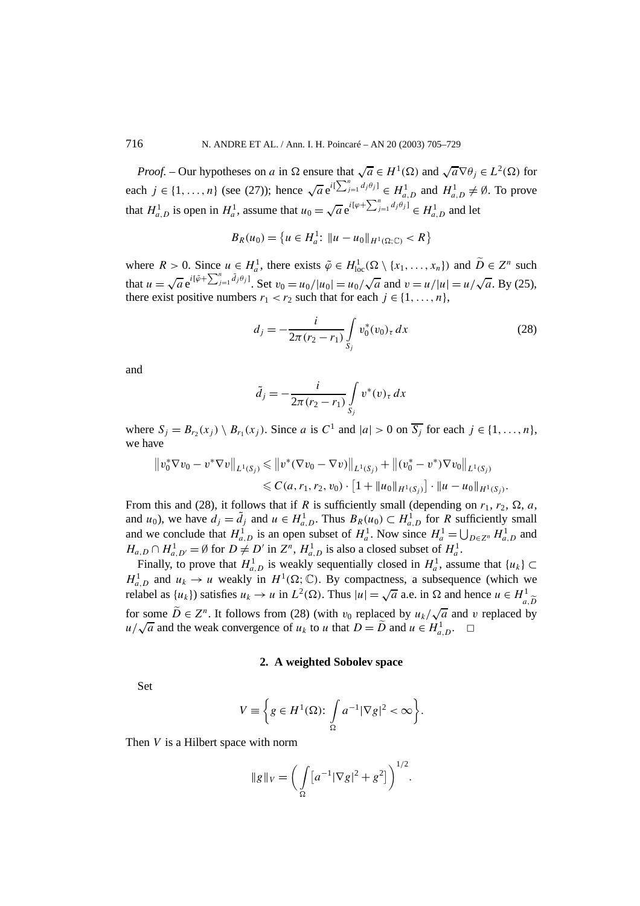*Proof.* – Our hypotheses on $a$ in $\Omega$ ensure that $\sqrt{a} \in H^1(\Omega)$ and $\sqrt{a}\nabla\theta_j \in L^2(\Omega)$ for each $j \in \{1, \ldots, n\}$ (see (27)); hence $\sqrt{a}\,\mathrm{e}^{i[\sum_{j=1}^n d_j\theta_j]} \in H^1_{a,D}$ and $H^1_{a,D} \neq \emptyset$. To prove that $H^1_{a,D}$ is open in $H^1_a$, assume that $u_0 = \sqrt{a}\,\mathrm{e}^{i[\varphi + \sum_{j=1}^n d_j\theta_j]} \in H^1_{a,D}$ and let

$$B_R(u_0) = \left\{u \in H^1_a\colon \|u - u_0\|_{H^1(\Omega;\mathbb{C})} < R\right\}$$

where $R > 0$. Since $u \in H^1_a$, there exists $\tilde{\varphi} \in H^1_{\mathrm{loc}}(\Omega \setminus \{x_1, \ldots, x_n\})$ and $\widetilde{D} \in Z^n$ such that $u = \sqrt{a}\,\mathrm{e}^{i[\tilde{\varphi} + \sum_{j=1}^n \tilde{d}_j\theta_j]}$. Set $v_0 = u_0/|u_0| = u_0/\sqrt{a}$ and $v = u/|u| = u/\sqrt{a}$. By (25), there exist positive numbers $r_1 < r_2$ such that for each $j \in \{1, \ldots, n\}$,

$$d_j = -\frac{i}{2\pi(r_2 - r_1)} \int\limits_{S_j} v_0^*(v_0)_\tau \, dx \tag{28}$$

and

$$\tilde{d}_j = -\frac{i}{2\pi(r_2 - r_1)} \int\limits_{S_j} v^*(v)_\tau \, dx$$

where $S_j = B_{r_2}(x_j) \setminus B_{r_1}(x_j)$. Since $a$ is $C^1$ and $|a| > 0$ on $\overline{S_j}$ for each $j \in \{1, \ldots, n\}$, we have

$$\begin{aligned}
\left\|v_0^*\nabla v_0 - v^*\nabla v\right\|_{L^1(S_j)} &\leqslant \left\|v^*(\nabla v_0 - \nabla v)\right\|_{L^1(S_j)} + \left\|(v_0^* - v^*)\nabla v_0\right\|_{L^1(S_j)} \\
&\leqslant C(a, r_1, r_2, v_0) \cdot \left[1 + \|u_0\|_{H^1(S_j)}\right] \cdot \|u - u_0\|_{H^1(S_j)}.
\end{aligned}$$

From this and (28), it follows that if $R$ is sufficiently small (depending on $r_1$, $r_2$, $\Omega$, $a$, and $u_0$), we have $d_j = \tilde{d}_j$ and $u \in H^1_{a,D}$. Thus $B_R(u_0) \subset H^1_{a,D}$ for $R$ sufficiently small and we conclude that $H^1_{a,D}$ is an open subset of $H^1_a$. Now since $H^1_a = \bigcup_{D \in Z^n} H^1_{a,D}$ and $H_{a,D} \cap H^1_{a,D'} = \emptyset$ for $D \neq D'$ in $Z^n$, $H^1_{a,D}$ is also a closed subset of $H^1_a$.

Finally, to prove that $H^1_{a,D}$ is weakly sequentially closed in $H^1_a$, assume that $\{u_k\} \subset H^1_{a,D}$ and $u_k \to u$ weakly in $H^1(\Omega;\mathbb{C})$. By compactness, a subsequence (which we relabel as $\{u_k\}$) satisfies $u_k \to u$ in $L^2(\Omega)$. Thus $|u| = \sqrt{a}$ a.e. in $\Omega$ and hence $u \in H^1_{a,\widetilde{D}}$ for some $\widetilde{D} \in Z^n$. It follows from (28) (with $v_0$ replaced by $u_k/\sqrt{a}$ and $v$ replaced by $u/\sqrt{a}$ and the weak convergence of $u_k$ to $u$ that $D = \widetilde{D}$ and $u \in H^1_{a,D}$. $\square$

## 2. A weighted Sobolev space

Set

$$V \equiv \left\{g \in H^1(\Omega)\colon \int\limits_\Omega a^{-1}|\nabla g|^2 < \infty\right\}.$$

Then $V$ is a Hilbert space with norm

$$\|g\|_V = \left(\int\limits_\Omega \left[a^{-1}|\nabla g|^2 + g^2\right]\right)^{1/2}.$$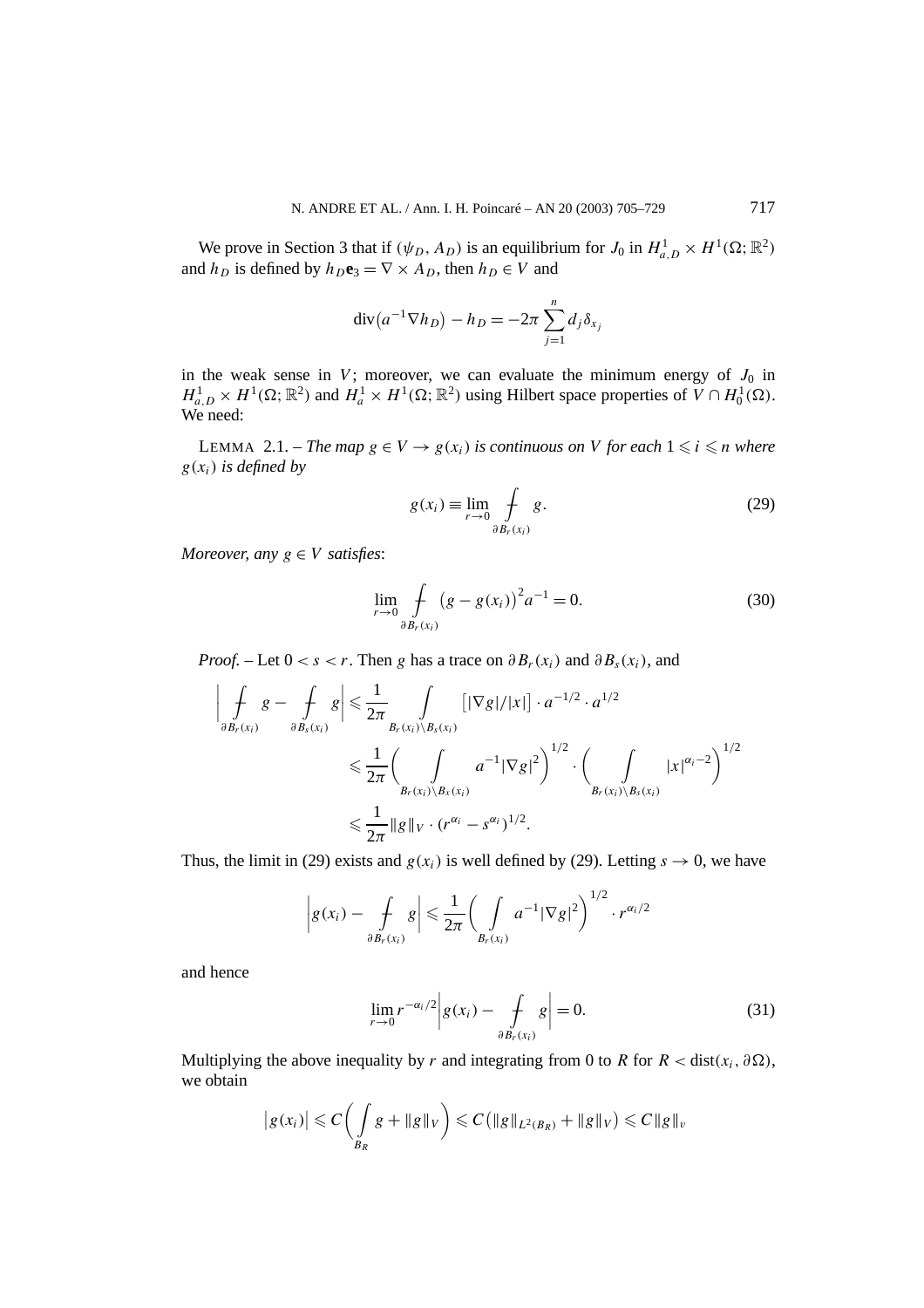We prove in Section 3 that if $(\psi_D, A_D)$ is an equilibrium for $J_0$ in $H^1_{a,D} \times H^1(\Omega;\mathbb{R}^2)$ and $h_D$ is defined by $h_D \mathbf{e}_3 = \nabla \times A_D$, then $h_D \in V$ and

$$\operatorname{div}\left(a^{-1}\nabla h_D\right) - h_D = -2\pi \sum_{j=1}^{n} d_j \delta_{x_j}$$

in the weak sense in $V$; moreover, we can evaluate the minimum energy of $J_0$ in $H^1_{a,D} \times H^1(\Omega;\mathbb{R}^2)$ and $H^1_a \times H^1(\Omega;\mathbb{R}^2)$ using Hilbert space properties of $V \cap H^1_0(\Omega)$. We need:

LEMMA 2.1. – *The map $g \in V \to g(x_i)$ is continuous on $V$ for each $1 \leqslant i \leqslant n$ where $g(x_i)$ is defined by*

$$g(x_i) \equiv \lim_{r\to 0} \fint_{\partial B_r(x_i)} g. \tag{29}$$

*Moreover, any $g \in V$ satisfies*:

$$\lim_{r\to 0} \fint_{\partial B_r(x_i)} \left(g - g(x_i)\right)^2 a^{-1} = 0. \tag{30}$$

*Proof.* – Let $0 < s < r$. Then $g$ has a trace on $\partial B_r(x_i)$ and $\partial B_s(x_i)$, and

$$\begin{aligned}
\left| \fint_{\partial B_r(x_i)} g - \fint_{\partial B_s(x_i)} g \right| &\leqslant \frac{1}{2\pi} \int_{B_r(x_i)\setminus B_s(x_i)} \left[|\nabla g|/|x|\right] \cdot a^{-1/2} \cdot a^{1/2} \\
&\leqslant \frac{1}{2\pi} \left( \int_{B_r(x_i)\setminus B_s(x_i)} a^{-1}|\nabla g|^2 \right)^{1/2} \cdot \left( \int_{B_r(x_i)\setminus B_s(x_i)} |x|^{\alpha_i - 2} \right)^{1/2} \\
&\leqslant \frac{1}{2\pi} \|g\|_V \cdot (r^{\alpha_i} - s^{\alpha_i})^{1/2}.
\end{aligned}$$

Thus, the limit in (29) exists and $g(x_i)$ is well defined by (29). Letting $s \to 0$, we have

$$\left| g(x_i) - \fint_{\partial B_r(x_i)} g \right| \leqslant \frac{1}{2\pi} \left( \int_{B_r(x_i)} a^{-1}|\nabla g|^2 \right)^{1/2} \cdot r^{\alpha_i/2}$$

and hence

$$\lim_{r\to 0} r^{-\alpha_i/2} \left| g(x_i) - \fint_{\partial B_r(x_i)} g \right| = 0. \tag{31}$$

Multiplying the above inequality by $r$ and integrating from 0 to $R$ for $R < \operatorname{dist}(x_i, \partial\Omega)$, we obtain

$$\left|g(x_i)\right| \leqslant C\left( \int_{B_R} g + \|g\|_V \right) \leqslant C\left(\|g\|_{L^2(B_R)} + \|g\|_V\right) \leqslant C\|g\|_v$$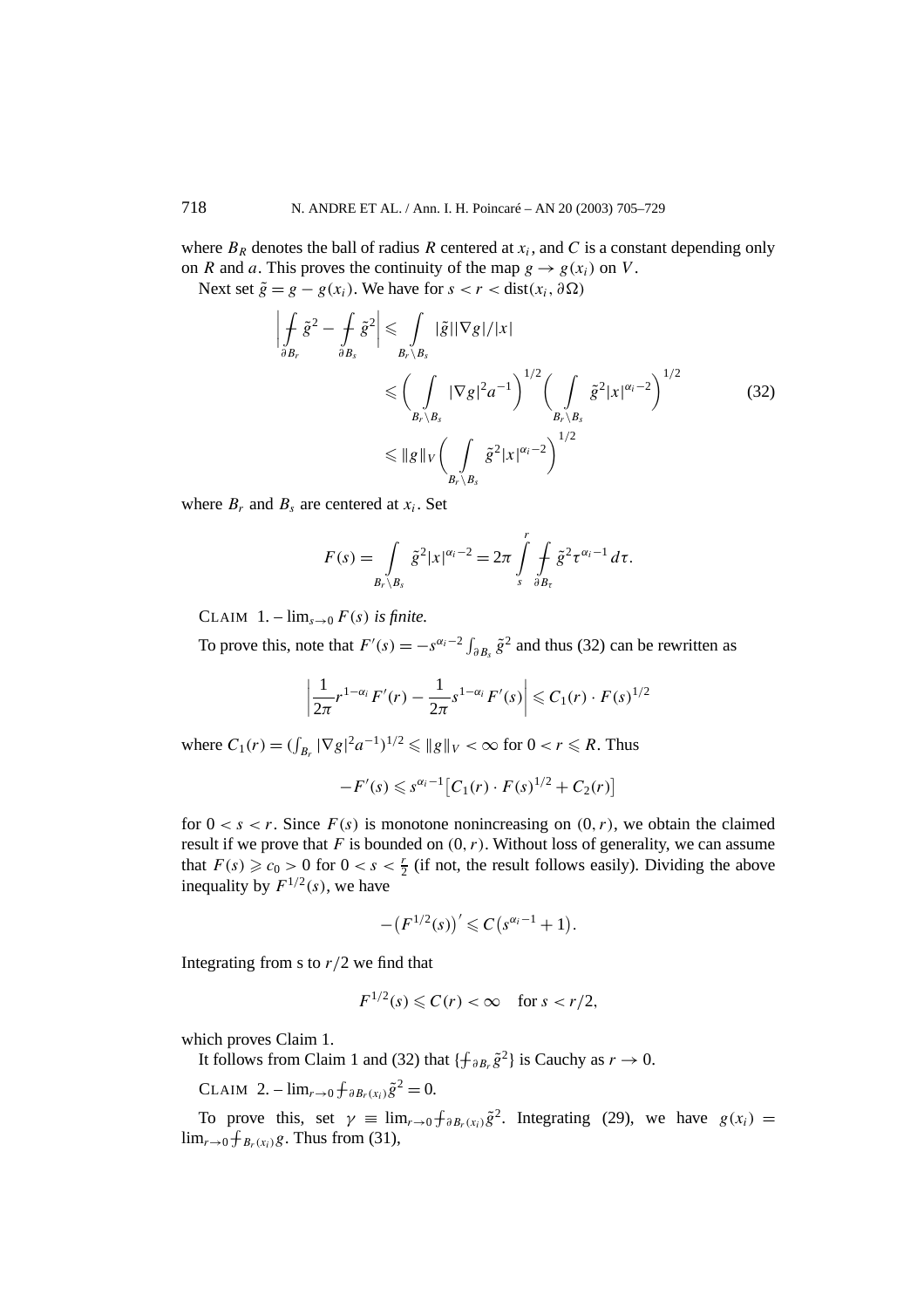where $B_R$ denotes the ball of radius $R$ centered at $x_i$, and $C$ is a constant depending only on $R$ and $a$. This proves the continuity of the map $g \to g(x_i)$ on $V$.

Next set $\tilde{g} = g - g(x_i)$. We have for $s < r < \operatorname{dist}(x_i, \partial\Omega)$

$$\left| \fint_{\partial B_r} \tilde{g}^2 - \fint_{\partial B_s} \tilde{g}^2 \right| \leqslant \int_{B_r \setminus B_s} |\tilde{g}||\nabla g|/|x| \leqslant \left( \int_{B_r \setminus B_s} |\nabla g|^2 a^{-1} \right)^{1/2} \left( \int_{B_r \setminus B_s} \tilde{g}^2 |x|^{\alpha_i - 2} \right)^{1/2} \leqslant \|g\|_V \left( \int_{B_r \setminus B_s} \tilde{g}^2 |x|^{\alpha_i - 2} \right)^{1/2} \tag{32}$$

where $B_r$ and $B_s$ are centered at $x_i$. Set

$$F(s) = \int_{B_r \setminus B_s} \tilde{g}^2 |x|^{\alpha_i - 2} = 2\pi \int_s^r \fint_{\partial B_\tau} \tilde{g}^2 \tau^{\alpha_i - 1} \, d\tau.$$

CLAIM 1. – $\lim_{s \to 0} F(s)$ *is finite.*

To prove this, note that $F'(s) = -s^{\alpha_i - 2} \int_{\partial B_s} \tilde{g}^2$ and thus (32) can be rewritten as

$$\left| \frac{1}{2\pi} r^{1-\alpha_i} F'(r) - \frac{1}{2\pi} s^{1-\alpha_i} F'(s) \right| \leqslant C_1(r) \cdot F(s)^{1/2}$$

where $C_1(r) = (\int_{B_r} |\nabla g|^2 a^{-1})^{1/2} \leqslant \|g\|_V < \infty$ for $0 < r \leqslant R$. Thus

$$-F'(s) \leqslant s^{\alpha_i - 1} \left[ C_1(r) \cdot F(s)^{1/2} + C_2(r) \right]$$

for $0 < s < r$. Since $F(s)$ is monotone nonincreasing on $(0, r)$, we obtain the claimed result if we prove that $F$ is bounded on $(0, r)$. Without loss of generality, we can assume that $F(s) \geqslant c_0 > 0$ for $0 < s < \frac{r}{2}$ (if not, the result follows easily). Dividing the above inequality by $F^{1/2}(s)$, we have

$$-\left(F^{1/2}(s)\right)' \leqslant C\left(s^{\alpha_i - 1} + 1\right).$$

Integrating from s to $r/2$ we find that

$$F^{1/2}(s) \leqslant C(r) < \infty \quad \text{for } s < r/2,$$

which proves Claim 1.

It follows from Claim 1 and (32) that $\{\fint_{\partial B_r} \tilde{g}^2\}$ is Cauchy as $r \to 0$.

CLAIM 2. – $\lim_{r \to 0} \fint_{\partial B_r(x_i)} \tilde{g}^2 = 0$.

To prove this, set $\gamma \equiv \lim_{r \to 0} \fint_{\partial B_r(x_i)} \tilde{g}^2$. Integrating (29), we have $g(x_i) = \lim_{r \to 0} \fint_{B_r(x_i)} g$. Thus from (31),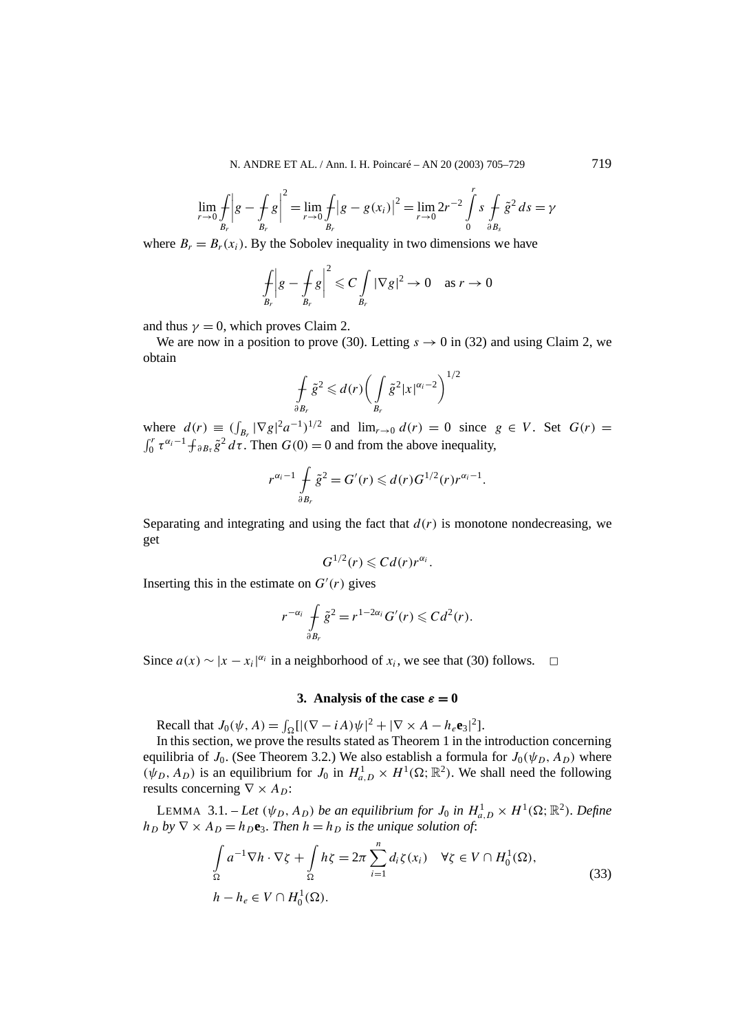$$\lim_{r\to 0} \fint_{B_r} \left| g - \fint_{B_r} g \right|^2 = \lim_{r\to 0} \fint_{B_r} \left| g - g(x_i) \right|^2 = \lim_{r\to 0} 2r^{-2} \int_0^r s \fint_{\partial B_s} \tilde{g}^2 \, ds = \gamma$$

where $B_r = B_r(x_i)$. By the Sobolev inequality in two dimensions we have

$$\fint_{B_r} \left| g - \fint_{B_r} g \right|^2 \leqslant C \int_{B_r} |\nabla g|^2 \to 0 \quad \text{as } r \to 0$$

and thus $\gamma = 0$, which proves Claim 2.

We are now in a position to prove (30). Letting $s \to 0$ in (32) and using Claim 2, we obtain

$$\fint_{\partial B_r} \tilde{g}^2 \leqslant d(r) \left( \int_{B_r} \tilde{g}^2 |x|^{\alpha_i - 2} \right)^{1/2}$$

where $d(r) \equiv (\int_{B_r} |\nabla g|^2 a^{-1})^{1/2}$ and $\lim_{r\to 0} d(r) = 0$ since $g \in V$. Set $G(r) = \int_0^r \tau^{\alpha_i - 1} \fint_{\partial B_\tau} \tilde{g}^2 \, d\tau$. Then $G(0) = 0$ and from the above inequality,

$$r^{\alpha_i - 1} \fint_{\partial B_r} \tilde{g}^2 = G'(r) \leqslant d(r) G^{1/2}(r) r^{\alpha_i - 1}.$$

Separating and integrating and using the fact that $d(r)$ is monotone nondecreasing, we get

$$G^{1/2}(r) \leqslant C d(r) r^{\alpha_i}.$$

Inserting this in the estimate on $G'(r)$ gives

$$r^{-\alpha_i} \fint_{\partial B_r} \tilde{g}^2 = r^{1 - 2\alpha_i} G'(r) \leqslant C d^2(r).$$

Since $a(x) \sim |x - x_i|^{\alpha_i}$ in a neighborhood of $x_i$, we see that (30) follows. □

## 3. Analysis of the case $\varepsilon = 0$

Recall that $J_0(\psi, A) = \int_\Omega [|(\nabla - iA)\psi|^2 + |\nabla \times A - h_e \mathbf{e}_3|^2]$.

In this section, we prove the results stated as Theorem 1 in the introduction concerning equilibria of $J_0$. (See Theorem 3.2.) We also establish a formula for $J_0(\psi_D, A_D)$ where $(\psi_D, A_D)$ is an equilibrium for $J_0$ in $H^1_{a,D} \times H^1(\Omega; \mathbb{R}^2)$. We shall need the following results concerning $\nabla \times A_D$:

LEMMA 3.1. – *Let $(\psi_D, A_D)$ be an equilibrium for $J_0$ in $H^1_{a,D} \times H^1(\Omega; \mathbb{R}^2)$. Define $h_D$ by $\nabla \times A_D = h_D \mathbf{e}_3$. Then $h = h_D$ is the unique solution of*:

$$\begin{aligned} &\int_\Omega a^{-1} \nabla h \cdot \nabla \zeta + \int_\Omega h \zeta = 2\pi \sum_{i=1}^n d_i \zeta(x_i) \quad \forall \zeta \in V \cap H^1_0(\Omega), \\ &h - h_e \in V \cap H^1_0(\Omega). \end{aligned} \tag{33}$$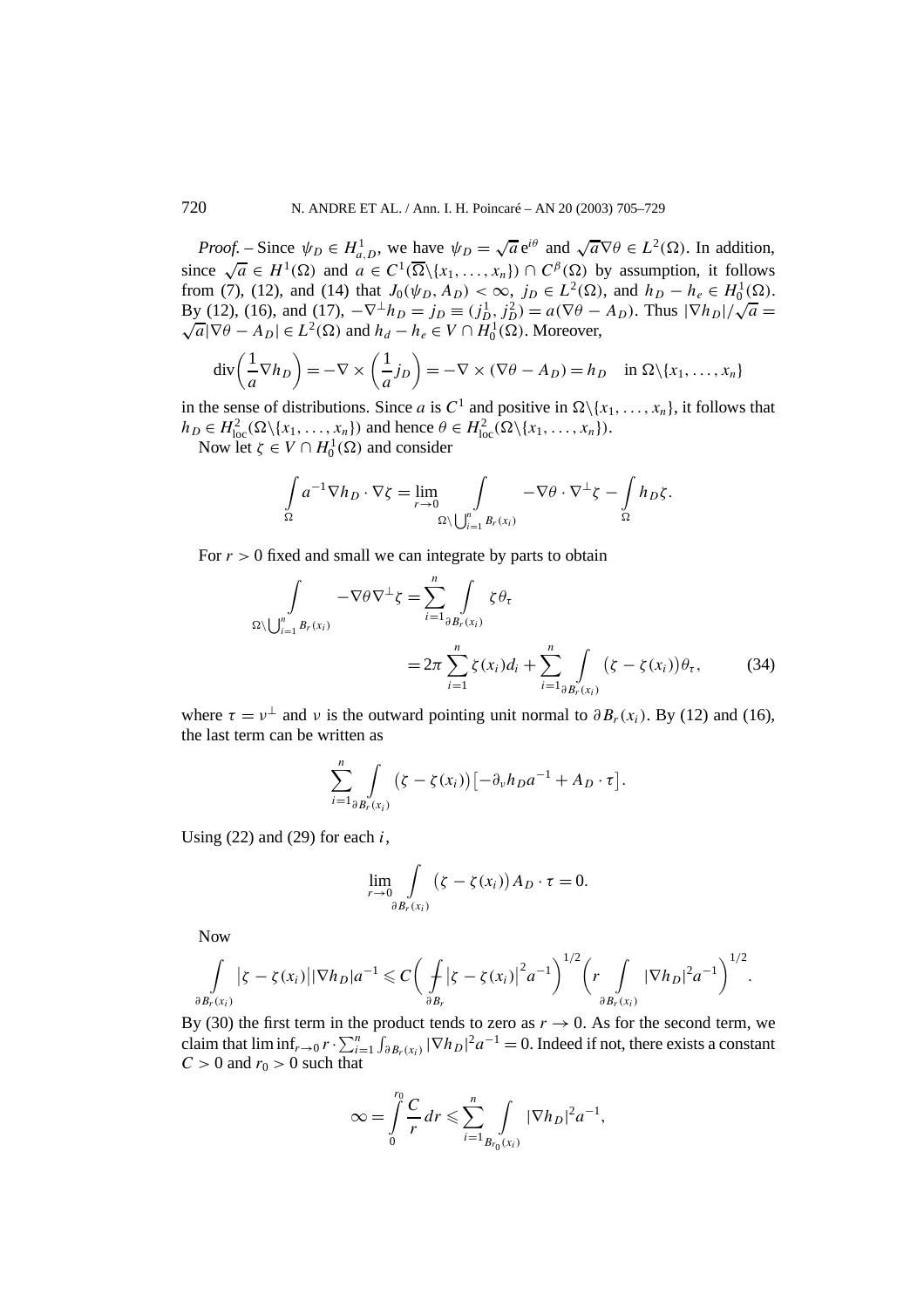*Proof.* – Since $\psi_D \in H^1_{a,D}$, we have $\psi_D = \sqrt{a}\,e^{i\theta}$ and $\sqrt{a}\nabla\theta \in L^2(\Omega)$. In addition, since $\sqrt{a} \in H^1(\Omega)$ and $a \in C^1(\overline{\Omega}\backslash\{x_1,\ldots,x_n\}) \cap C^\beta(\Omega)$ by assumption, it follows from (7), (12), and (14) that $J_0(\psi_D, A_D) < \infty$, $j_D \in L^2(\Omega)$, and $h_D - h_e \in H^1_0(\Omega)$. By (12), (16), and (17), $-\nabla^\perp h_D = j_D \equiv (j^1_D, j^2_D) = a(\nabla\theta - A_D)$. Thus $|\nabla h_D|/\sqrt{a} = \sqrt{a}|\nabla\theta - A_D| \in L^2(\Omega)$ and $h_d - h_e \in V \cap H^1_0(\Omega)$. Moreover,

$$\operatorname{div}\left(\frac{1}{a}\nabla h_D\right) = -\nabla \times \left(\frac{1}{a} j_D\right) = -\nabla \times (\nabla\theta - A_D) = h_D \quad \text{in } \Omega\backslash\{x_1,\ldots,x_n\}$$

in the sense of distributions. Since $a$ is $C^1$ and positive in $\Omega\backslash\{x_1,\ldots,x_n\}$, it follows that $h_D \in H^2_{\mathrm{loc}}(\Omega\backslash\{x_1,\ldots,x_n\})$ and hence $\theta \in H^2_{\mathrm{loc}}(\Omega\backslash\{x_1,\ldots,x_n\})$.

Now let $\zeta \in V \cap H^1_0(\Omega)$ and consider

$$\int_\Omega a^{-1}\nabla h_D \cdot \nabla\zeta = \lim_{r\to 0} \int_{\Omega\backslash\bigcup_{i=1}^n B_r(x_i)} -\nabla\theta \cdot \nabla^\perp\zeta - \int_\Omega h_D\zeta.$$

For $r > 0$ fixed and small we can integrate by parts to obtain

$$\begin{aligned}\int_{\Omega\backslash\bigcup_{i=1}^n B_r(x_i)} -\nabla\theta\nabla^\perp\zeta &= \sum_{i=1}^n \int_{\partial B_r(x_i)} \zeta\theta_\tau \\ &= 2\pi\sum_{i=1}^n \zeta(x_i)d_i + \sum_{i=1}^n \int_{\partial B_r(x_i)} \big(\zeta - \zeta(x_i)\big)\theta_\tau, \qquad (34)\end{aligned}$$

where $\tau = \nu^\perp$ and $\nu$ is the outward pointing unit normal to $\partial B_r(x_i)$. By (12) and (16), the last term can be written as

$$\sum_{i=1}^n \int_{\partial B_r(x_i)} \big(\zeta - \zeta(x_i)\big)\big[-\partial_\nu h_D a^{-1} + A_D \cdot \tau\big].$$

Using (22) and (29) for each $i$,

$$\lim_{r\to 0} \int_{\partial B_r(x_i)} \big(\zeta - \zeta(x_i)\big) A_D \cdot \tau = 0.$$

Now

$$\int_{\partial B_r(x_i)} \big|\zeta - \zeta(x_i)\big||\nabla h_D|a^{-1} \leqslant C\bigg(\fint_{\partial B_r} \big|\zeta - \zeta(x_i)\big|^2 a^{-1}\bigg)^{1/2}\bigg(r\int_{\partial B_r(x_i)} |\nabla h_D|^2 a^{-1}\bigg)^{1/2}.$$

By (30) the first term in the product tends to zero as $r \to 0$. As for the second term, we claim that $\liminf_{r\to 0} r \cdot \sum_{i=1}^n \int_{\partial B_r(x_i)} |\nabla h_D|^2 a^{-1} = 0$. Indeed if not, there exists a constant $C > 0$ and $r_0 > 0$ such that

$$\infty = \int_0^{r_0} \frac{C}{r}\,dr \leqslant \sum_{i=1}^n \int_{B_{r_0}(x_i)} |\nabla h_D|^2 a^{-1},$$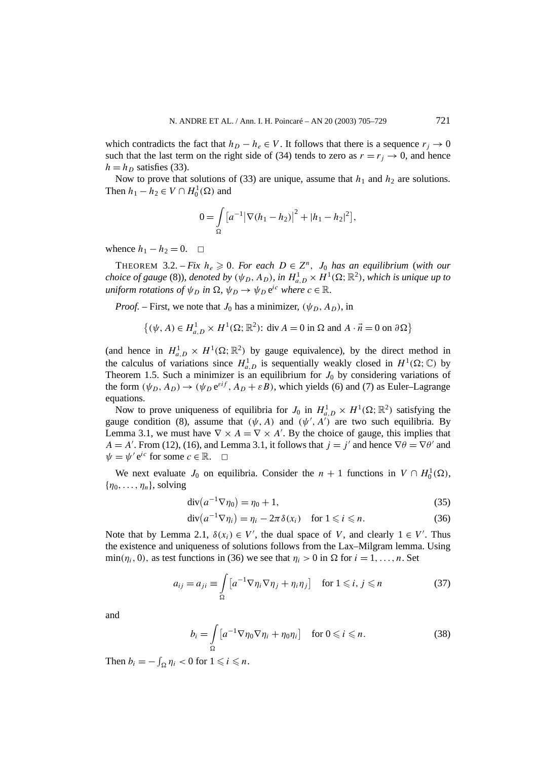which contradicts the fact that $h_D - h_e \in V$. It follows that there is a sequence $r_j \to 0$ such that the last term on the right side of (34) tends to zero as $r = r_j \to 0$, and hence $h = h_D$ satisfies (33).

Now to prove that solutions of (33) are unique, assume that $h_1$ and $h_2$ are solutions. Then $h_1 - h_2 \in V \cap H_0^1(\Omega)$ and

$$0 = \int_\Omega \left[a^{-1}\left|\nabla(h_1 - h_2)\right|^2 + |h_1 - h_2|^2\right],$$

whence $h_1 - h_2 = 0$. □

THEOREM 3.2. – *Fix $h_e \geqslant 0$. For each $D \in Z^n$, $J_0$ has an equilibrium (with our choice of gauge (8)), denoted by $(\psi_D, A_D)$, in $H^1_{a,D} \times H^1(\Omega; \mathbb{R}^2)$, which is unique up to uniform rotations of $\psi_D$ in $\Omega$, $\psi_D \to \psi_D \mathrm{e}^{ic}$ where $c \in \mathbb{R}$.*

*Proof.* – First, we note that $J_0$ has a minimizer, $(\psi_D, A_D)$, in

$$\left\{(\psi, A) \in H^1_{a,D} \times H^1(\Omega; \mathbb{R}^2)\text{: } \operatorname{div} A = 0 \text{ in } \Omega \text{ and } A \cdot \vec{n} = 0 \text{ on } \partial\Omega\right\}$$

(and hence in $H^1_{a,D} \times H^1(\Omega; \mathbb{R}^2)$ by gauge equivalence), by the direct method in the calculus of variations since $H^1_{a,D}$ is sequentially weakly closed in $H^1(\Omega; \mathbb{C})$ by Theorem 1.5. Such a minimizer is an equilibrium for $J_0$ by considering variations of the form $(\psi_D, A_D) \to (\psi_D \mathrm{e}^{\varepsilon i f}, A_D + \varepsilon B)$, which yields (6) and (7) as Euler–Lagrange equations.

Now to prove uniqueness of equilibria for $J_0$ in $H^1_{a,D} \times H^1(\Omega; \mathbb{R}^2)$ satisfying the gauge condition (8), assume that $(\psi, A)$ and $(\psi', A')$ are two such equilibria. By Lemma 3.1, we must have $\nabla \times A = \nabla \times A'$. By the choice of gauge, this implies that $A = A'$. From (12), (16), and Lemma 3.1, it follows that $j = j'$ and hence $\nabla\theta = \nabla\theta'$ and $\psi = \psi' \mathrm{e}^{ic}$ for some $c \in \mathbb{R}$. □

We next evaluate $J_0$ on equilibria. Consider the $n + 1$ functions in $V \cap H_0^1(\Omega)$, $\{\eta_0, \ldots, \eta_n\}$, solving

$$\operatorname{div}\left(a^{-1}\nabla\eta_0\right) = \eta_0 + 1, \tag{35}$$

$$\operatorname{div}\left(a^{-1}\nabla\eta_i\right) = \eta_i - 2\pi\delta(x_i) \quad \text{for } 1 \leqslant i \leqslant n. \tag{36}$$

Note that by Lemma 2.1, $\delta(x_i) \in V'$, the dual space of $V$, and clearly $1 \in V'$. Thus the existence and uniqueness of solutions follows from the Lax–Milgram lemma. Using $\min(\eta_i, 0)$, as test functions in (36) we see that $\eta_i > 0$ in $\Omega$ for $i = 1, \ldots, n$. Set

$$a_{ij} = a_{ji} \equiv \int_\Omega \left[a^{-1}\nabla\eta_i \nabla\eta_j + \eta_i\eta_j\right] \quad \text{for } 1 \leqslant i, j \leqslant n \tag{37}$$

and

$$b_i = \int_\Omega \left[a^{-1}\nabla\eta_0 \nabla\eta_i + \eta_0\eta_i\right] \quad \text{for } 0 \leqslant i \leqslant n. \tag{38}$$

Then $b_i = -\int_\Omega \eta_i < 0$ for $1 \leqslant i \leqslant n$.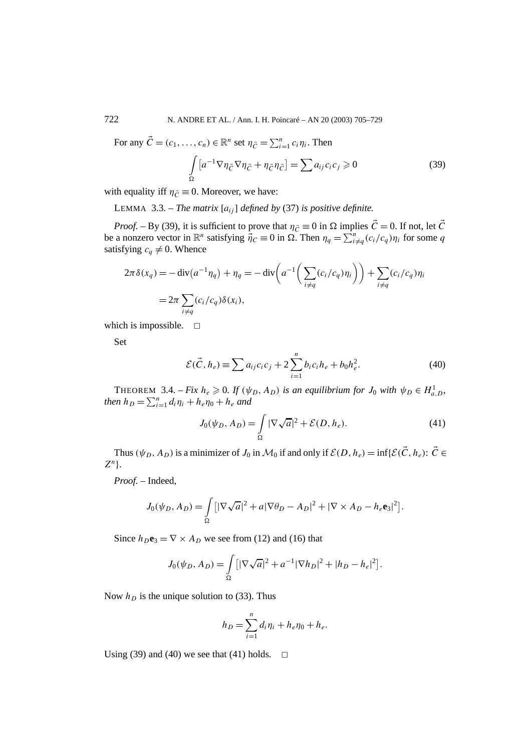For any $\vec{C} = (c_1, \ldots, c_n) \in \mathbb{R}^n$ set $\eta_{\vec{C}} = \sum_{i=1}^n c_i \eta_i$. Then

$$\int_\Omega \left[a^{-1} \nabla \eta_{\vec{C}} \nabla \eta_{\vec{C}} + \eta_{\vec{C}} \eta_{\vec{C}}\right] = \sum a_{ij} c_i c_j \geqslant 0 \tag{39}$$

with equality iff $\eta_{\vec{C}} \equiv 0$. Moreover, we have:

LEMMA 3.3. – *The matrix* $[a_{ij}]$ *defined by* (37) *is positive definite.*

*Proof.* – By (39), it is sufficient to prove that $\eta_{\vec{C}} \equiv 0$ in $\Omega$ implies $\vec{C} = 0$. If not, let $\vec{C}$ be a nonzero vector in $\mathbb{R}^n$ satisfying $\vec{\eta}_C \equiv 0$ in $\Omega$. Then $\eta_q = \sum_{i \neq q}^n (c_i/c_q)\eta_i$ for some $q$ satisfying $c_q \neq 0$. Whence

$$\begin{aligned}
2\pi\delta(x_q) &= -\operatorname{div}(a^{-1}\eta_q) + \eta_q = -\operatorname{div}\left(a^{-1}\left(\sum_{i\neq q}(c_i/c_q)\eta_i\right)\right) + \sum_{i\neq q}(c_i/c_q)\eta_i \\
&= 2\pi \sum_{i\neq q}(c_i/c_q)\delta(x_i),
\end{aligned}$$

which is impossible. $\square$

Set

$$\mathcal{E}(\vec{C}, h_e) \equiv \sum a_{ij} c_i c_j + 2\sum_{i=1}^n b_i c_i h_e + b_0 h_e^2. \tag{40}$$

THEOREM 3.4. – *Fix* $h_e \geqslant 0$. *If* $(\psi_D, A_D)$ *is an equilibrium for* $J_0$ *with* $\psi_D \in H^1_{a,D}$, *then* $h_D = \sum_{i=1}^n d_i \eta_i + h_e \eta_0 + h_e$ *and*

$$J_0(\psi_D, A_D) = \int_\Omega |\nabla\sqrt{a}|^2 + \mathcal{E}(D, h_e). \tag{41}$$

Thus $(\psi_D, A_D)$ is a minimizer of $J_0$ in $\mathcal{M}_0$ if and only if $\mathcal{E}(D, h_e) = \inf\{\mathcal{E}(\vec{C}, h_e)\colon \vec{C} \in Z^n\}$.

*Proof.* – Indeed,

$$J_0(\psi_D, A_D) = \int_\Omega \left[|\nabla\sqrt{a}|^2 + a|\nabla\theta_D - A_D|^2 + |\nabla \times A_D - h_e \mathbf{e}_3|^2\right].$$

Since $h_D \mathbf{e}_3 = \nabla \times A_D$ we see from (12) and (16) that

$$J_0(\psi_D, A_D) = \int_\Omega \left[|\nabla\sqrt{a}|^2 + a^{-1}|\nabla h_D|^2 + |h_D - h_e|^2\right].$$

Now $h_D$ is the unique solution to (33). Thus

$$h_D = \sum_{i=1}^n d_i \eta_i + h_e \eta_0 + h_e.$$

Using (39) and (40) we see that (41) holds. $\square$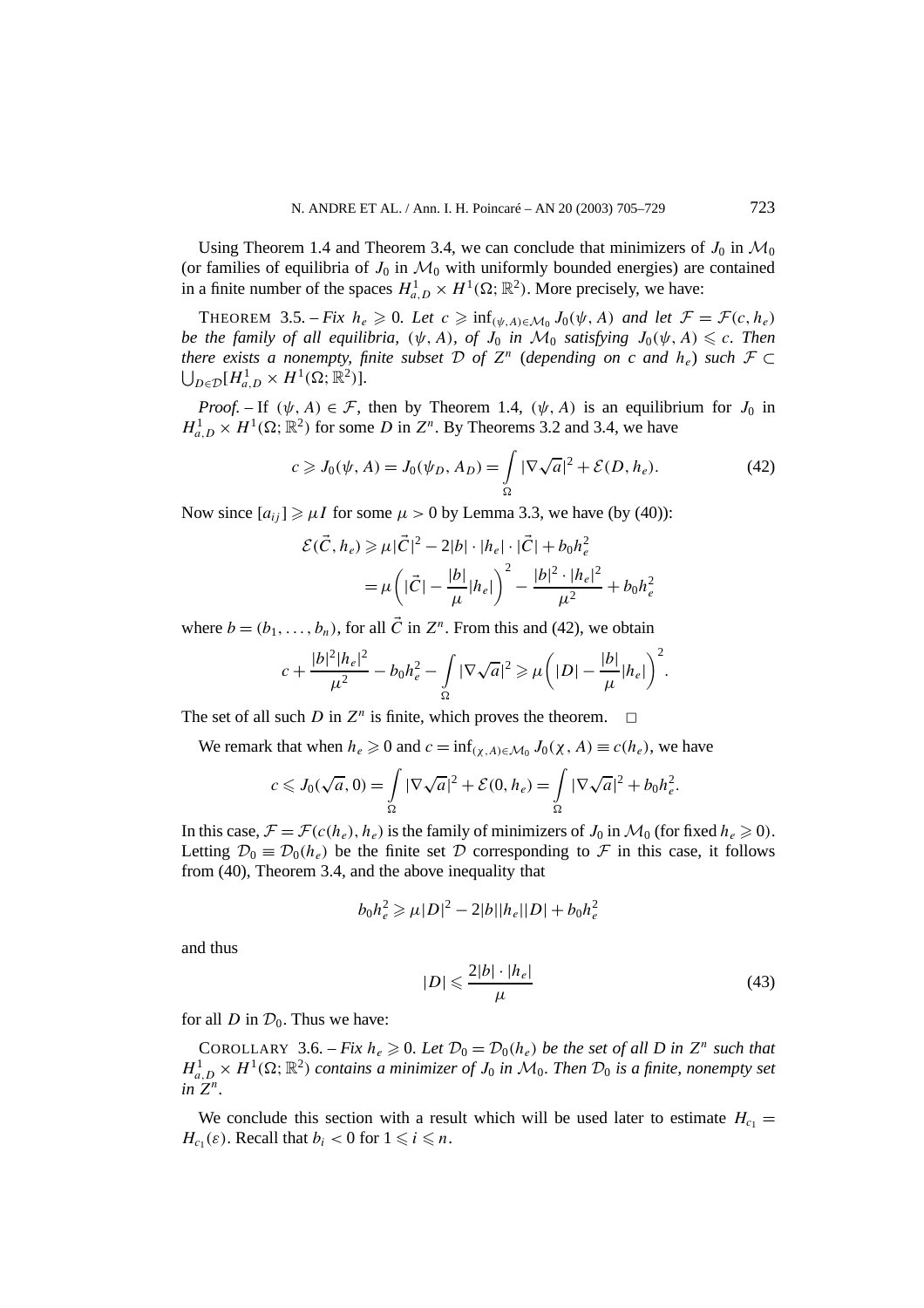Using Theorem 1.4 and Theorem 3.4, we can conclude that minimizers of $J_0$ in $\mathcal{M}_0$ (or families of equilibria of $J_0$ in $\mathcal{M}_0$ with uniformly bounded energies) are contained in a finite number of the spaces $H^1_{a,D} \times H^1(\Omega; \mathbb{R}^2)$. More precisely, we have:

THEOREM 3.5. – *Fix $h_e \geqslant 0$. Let $c \geqslant \inf_{(\psi,A)\in\mathcal{M}_0} J_0(\psi, A)$ and let $\mathcal{F} = \mathcal{F}(c, h_e)$ be the family of all equilibria, $(\psi, A)$, of $J_0$ in $\mathcal{M}_0$ satisfying $J_0(\psi, A) \leqslant c$. Then there exists a nonempty, finite subset $\mathcal{D}$ of $Z^n$ (depending on $c$ and $h_e$) such $\mathcal{F} \subset \bigcup_{D\in\mathcal{D}}[H^1_{a,D} \times H^1(\Omega; \mathbb{R}^2)]$.*

*Proof.* – If $(\psi, A) \in \mathcal{F}$, then by Theorem 1.4, $(\psi, A)$ is an equilibrium for $J_0$ in $H^1_{a,D} \times H^1(\Omega; \mathbb{R}^2)$ for some $D$ in $Z^n$. By Theorems 3.2 and 3.4, we have

$$c \geqslant J_0(\psi, A) = J_0(\psi_D, A_D) = \int_\Omega |\nabla\sqrt{a}|^2 + \mathcal{E}(D, h_e). \tag{42}$$

Now since $[a_{ij}] \geqslant \mu I$ for some $\mu > 0$ by Lemma 3.3, we have (by (40)):

$$\begin{aligned}\mathcal{E}(\vec{C}, h_e) &\geqslant \mu|\vec{C}|^2 - 2|b| \cdot |h_e| \cdot |\vec{C}| + b_0 h_e^2 \\ &= \mu\left(|\vec{C}| - \frac{|b|}{\mu}|h_e|\right)^2 - \frac{|b|^2 \cdot |h_e|^2}{\mu^2} + b_0 h_e^2\end{aligned}$$

where $b = (b_1, \ldots, b_n)$, for all $\vec{C}$ in $Z^n$. From this and (42), we obtain

$$c + \frac{|b|^2|h_e|^2}{\mu^2} - b_0 h_e^2 - \int_\Omega |\nabla\sqrt{a}|^2 \geqslant \mu\left(|D| - \frac{|b|}{\mu}|h_e|\right)^2.$$

The set of all such $D$ in $Z^n$ is finite, which proves the theorem. $\square$

We remark that when $h_e \geqslant 0$ and $c = \inf_{(\chi,A)\in\mathcal{M}_0} J_0(\chi, A) \equiv c(h_e)$, we have

$$c \leqslant J_0(\sqrt{a}, 0) = \int_\Omega |\nabla\sqrt{a}|^2 + \mathcal{E}(0, h_e) = \int_\Omega |\nabla\sqrt{a}|^2 + b_0 h_e^2.$$

In this case, $\mathcal{F} = \mathcal{F}(c(h_e), h_e)$ is the family of minimizers of $J_0$ in $\mathcal{M}_0$ (for fixed $h_e \geqslant 0$). Letting $\mathcal{D}_0 \equiv \mathcal{D}_0(h_e)$ be the finite set $\mathcal{D}$ corresponding to $\mathcal{F}$ in this case, it follows from (40), Theorem 3.4, and the above inequality that

$$b_0 h_e^2 \geqslant \mu|D|^2 - 2|b||h_e||D| + b_0 h_e^2$$

and thus

$$|D| \leqslant \frac{2|b| \cdot |h_e|}{\mu} \tag{43}$$

for all $D$ in $\mathcal{D}_0$. Thus we have:

COROLLARY 3.6. – *Fix $h_e \geqslant 0$. Let $\mathcal{D}_0 = \mathcal{D}_0(h_e)$ be the set of all $D$ in $Z^n$ such that $H^1_{a,D} \times H^1(\Omega; \mathbb{R}^2)$ contains a minimizer of $J_0$ in $\mathcal{M}_0$. Then $\mathcal{D}_0$ is a finite, nonempty set in $Z^n$.*

We conclude this section with a result which will be used later to estimate $H_{c_1} = H_{c_1}(\varepsilon)$. Recall that $b_i < 0$ for $1 \leqslant i \leqslant n$.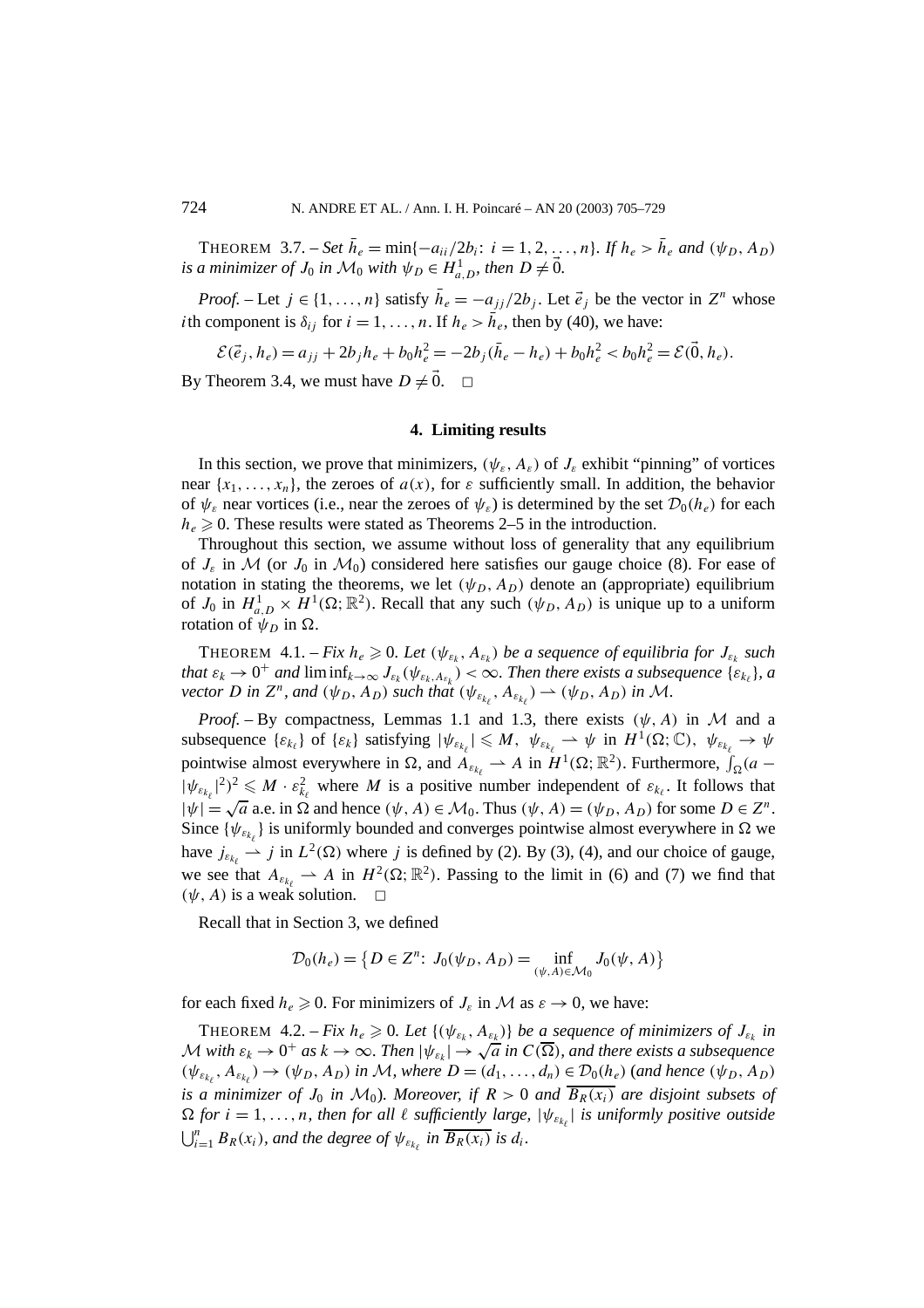THEOREM 3.7. – *Set* $\bar{h}_e = \min\{-a_{ii}/2b_i\colon\ i = 1, 2, \ldots, n\}$. *If* $h_e > \bar{h}_e$ *and* $(\psi_D, A_D)$ *is a minimizer of* $J_0$ *in* $\mathcal{M}_0$ *with* $\psi_D \in H^1_{a,D}$, *then* $D \neq \vec{0}$.

*Proof.* – Let $j \in \{1, \ldots, n\}$ satisfy $\bar{h}_e = -a_{jj}/2b_j$. Let $\vec{e}_j$ be the vector in $Z^n$ whose $i$th component is $\delta_{ij}$ for $i = 1, \ldots, n$. If $h_e > \bar{h}_e$, then by (40), we have:

$$\mathcal{E}(\vec{e}_j, h_e) = a_{jj} + 2b_j h_e + b_0 h_e^2 = -2b_j(\bar{h}_e - h_e) + b_0 h_e^2 < b_0 h_e^2 = \mathcal{E}(\vec{0}, h_e).$$

By Theorem 3.4, we must have $D \neq \vec{0}$. $\square$

## 4. Limiting results

In this section, we prove that minimizers, $(\psi_\varepsilon, A_\varepsilon)$ of $J_\varepsilon$ exhibit "pinning" of vortices near $\{x_1, \ldots, x_n\}$, the zeroes of $a(x)$, for $\varepsilon$ sufficiently small. In addition, the behavior of $\psi_\varepsilon$ near vortices (i.e., near the zeroes of $\psi_\varepsilon$) is determined by the set $\mathcal{D}_0(h_e)$ for each $h_e \geqslant 0$. These results were stated as Theorems 2–5 in the introduction.

Throughout this section, we assume without loss of generality that any equilibrium of $J_\varepsilon$ in $\mathcal{M}$ (or $J_0$ in $\mathcal{M}_0$) considered here satisfies our gauge choice (8). For ease of notation in stating the theorems, we let $(\psi_D, A_D)$ denote an (appropriate) equilibrium of $J_0$ in $H^1_{a,D} \times H^1(\Omega; \mathbb{R}^2)$. Recall that any such $(\psi_D, A_D)$ is unique up to a uniform rotation of $\psi_D$ in $\Omega$.

THEOREM 4.1. – *Fix* $h_e \geqslant 0$. *Let* $(\psi_{\varepsilon_k}, A_{\varepsilon_k})$ *be a sequence of equilibria for* $J_{\varepsilon_k}$ *such that* $\varepsilon_k \to 0^+$ *and* $\liminf_{k\to\infty} J_{\varepsilon_k}(\psi_{\varepsilon_k, A_{\varepsilon_k}}) < \infty$. *Then there exists a subsequence* $\{\varepsilon_{k_\ell}\}$, *a vector* $D$ *in* $Z^n$, *and* $(\psi_D, A_D)$ *such that* $(\psi_{\varepsilon_{k_\ell}}, A_{\varepsilon_{k_\ell}}) \rightharpoonup (\psi_D, A_D)$ *in* $\mathcal{M}$.

*Proof.* – By compactness, Lemmas 1.1 and 1.3, there exists $(\psi, A)$ in $\mathcal{M}$ and a subsequence $\{\varepsilon_{k_\ell}\}$ of $\{\varepsilon_k\}$ satisfying $|\psi_{\varepsilon_{k_\ell}}| \leqslant M$, $\psi_{\varepsilon_{k_\ell}} \rightharpoonup \psi$ in $H^1(\Omega; \mathbb{C})$, $\psi_{\varepsilon_{k_\ell}} \to \psi$ pointwise almost everywhere in $\Omega$, and $A_{\varepsilon_{k_\ell}} \rightharpoonup A$ in $H^1(\Omega; \mathbb{R}^2)$. Furthermore, $\int_\Omega (a - |\psi_{\varepsilon_{k_\ell}}|^2)^2 \leqslant M \cdot \varepsilon_{k_\ell}^2$ where $M$ is a positive number independent of $\varepsilon_{k_\ell}$. It follows that $|\psi| = \sqrt{a}$ a.e. in $\Omega$ and hence $(\psi, A) \in \mathcal{M}_0$. Thus $(\psi, A) = (\psi_D, A_D)$ for some $D \in Z^n$. Since $\{\psi_{\varepsilon_{k_\ell}}\}$ is uniformly bounded and converges pointwise almost everywhere in $\Omega$ we have $j_{\varepsilon_{k_\ell}} \rightharpoonup j$ in $L^2(\Omega)$ where $j$ is defined by (2). By (3), (4), and our choice of gauge, we see that $A_{\varepsilon_{k_\ell}} \rightharpoonup A$ in $H^2(\Omega; \mathbb{R}^2)$. Passing to the limit in (6) and (7) we find that $(\psi, A)$ is a weak solution. $\square$

Recall that in Section 3, we defined

$$\mathcal{D}_0(h_e) = \left\{ D \in Z^n\colon\ J_0(\psi_D, A_D) = \inf_{(\psi, A)\in\mathcal{M}_0} J_0(\psi, A) \right\}$$

for each fixed $h_e \geqslant 0$. For minimizers of $J_\varepsilon$ in $\mathcal{M}$ as $\varepsilon \to 0$, we have:

THEOREM 4.2. – *Fix* $h_e \geqslant 0$. *Let* $\{(\psi_{\varepsilon_k}, A_{\varepsilon_k})\}$ *be a sequence of minimizers of* $J_{\varepsilon_k}$ *in* $\mathcal{M}$ *with* $\varepsilon_k \to 0^+$ *as* $k \to \infty$. *Then* $|\psi_{\varepsilon_k}| \to \sqrt{a}$ *in* $C(\overline{\Omega})$, *and there exists a subsequence* $(\psi_{\varepsilon_{k_\ell}}, A_{\varepsilon_{k_\ell}}) \to (\psi_D, A_D)$ *in* $\mathcal{M}$, *where* $D = (d_1, \ldots, d_n) \in \mathcal{D}_0(h_e)$ (*and hence* $(\psi_D, A_D)$ *is a minimizer of* $J_0$ *in* $\mathcal{M}_0$). *Moreover, if* $R > 0$ *and* $\overline{B_R(x_i)}$ *are disjoint subsets of* $\Omega$ *for* $i = 1, \ldots, n$, *then for all* $\ell$ *sufficiently large,* $|\psi_{\varepsilon_{k_\ell}}|$ *is uniformly positive outside* $\bigcup_{i=1}^n B_R(x_i)$, *and the degree of* $\psi_{\varepsilon_{k_\ell}}$ *in* $\overline{B_R(x_i)}$ *is* $d_i$.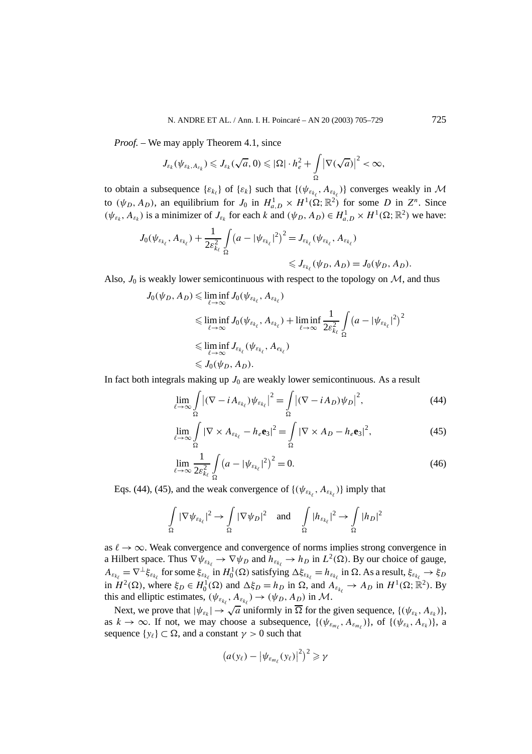*Proof.* – We may apply Theorem 4.1, since

$$J_{\varepsilon_k}(\psi_{\varepsilon_k,A_{\varepsilon_k}}) \leqslant J_{\varepsilon_k}(\sqrt{a},0) \leqslant |\Omega|\cdot h_e^2 + \int\limits_\Omega \left|\nabla(\sqrt{a})\right|^2 < \infty,$$

to obtain a subsequence $\{\varepsilon_{k_\ell}\}$ of $\{\varepsilon_k\}$ such that $\{(\psi_{\varepsilon_{k_\ell}}, A_{\varepsilon_{k_\ell}})\}$ converges weakly in $\mathcal{M}$ to $(\psi_D, A_D)$, an equilibrium for $J_0$ in $H^1_{a,D} \times H^1(\Omega;\mathbb{R}^2)$ for some $D$ in $Z^n$. Since $(\psi_{\varepsilon_k}, A_{\varepsilon_k})$ is a minimizer of $J_{\varepsilon_k}$ for each $k$ and $(\psi_D, A_D) \in H^1_{a,D} \times H^1(\Omega;\mathbb{R}^2)$ we have:

$$\begin{aligned}
J_0(\psi_{\varepsilon_{k_\ell}}, A_{\varepsilon_{k_\ell}}) + \frac{1}{2\varepsilon^2_{k_\ell}}\int\limits_\Omega \left(a - |\psi_{\varepsilon_{k_\ell}}|^2\right)^2 &= J_{\varepsilon_{k_\ell}}(\psi_{\varepsilon_{k_\ell}}, A_{\varepsilon_{k_\ell}}) \\
&\leqslant J_{\varepsilon_{k_\ell}}(\psi_D, A_D) = J_0(\psi_D, A_D).
\end{aligned}$$

Also, $J_0$ is weakly lower semicontinuous with respect to the topology on $\mathcal{M}$, and thus

$$\begin{aligned}
J_0(\psi_D, A_D) &\leqslant \liminf_{\ell\to\infty} J_0(\psi_{\varepsilon_{k_\ell}}, A_{\varepsilon_{k_\ell}}) \\
&\leqslant \liminf_{\ell\to\infty} J_0(\psi_{\varepsilon_{k_\ell}}, A_{\varepsilon_{k_\ell}}) + \liminf_{\ell\to\infty} \frac{1}{2\varepsilon^2_{k_\ell}}\int\limits_\Omega \left(a - |\psi_{\varepsilon_{k_\ell}}|^2\right)^2 \\
&\leqslant \liminf_{\ell\to\infty} J_{\varepsilon_{k_\ell}}(\psi_{\varepsilon_{k_\ell}}, A_{e_{k_\ell}}) \\
&\leqslant J_0(\psi_D, A_D).
\end{aligned}$$

In fact both integrals making up $J_0$ are weakly lower semicontinuous. As a result

$$\lim_{\ell\to\infty}\int\limits_\Omega \left|(\nabla - iA_{\varepsilon_{k_\ell}})\psi_{\varepsilon_{k_\ell}}\right|^2 = \int\limits_\Omega \left|(\nabla - iA_D)\psi_D\right|^2, \tag{44}$$

$$\lim_{\ell\to\infty}\int\limits_\Omega |\nabla\times A_{\varepsilon_{k_\ell}} - h_e\mathbf{e}_3|^2 = \int\limits_\Omega |\nabla\times A_D - h_e\mathbf{e}_3|^2, \tag{45}$$

$$\lim_{\ell\to\infty}\frac{1}{2\varepsilon^2_{k_\ell}}\int\limits_\Omega \left(a - |\psi_{\varepsilon_{k_\ell}}|^2\right)^2 = 0. \tag{46}$$

Eqs. (44), (45), and the weak convergence of $\{(\psi_{\varepsilon_{k_\ell}}, A_{\varepsilon_{k_\ell}})\}$ imply that

$$\int\limits_\Omega |\nabla\psi_{\varepsilon_{k_\ell}}|^2 \to \int\limits_\Omega |\nabla\psi_D|^2 \quad \text{and} \quad \int\limits_\Omega |h_{\varepsilon_{k_\ell}}|^2 \to \int\limits_\Omega |h_D|^2$$

as $\ell\to\infty$. Weak convergence and convergence of norms implies strong convergence in a Hilbert space. Thus $\nabla\psi_{\varepsilon_{k_\ell}} \to \nabla\psi_D$ and $h_{\varepsilon_{k_\ell}} \to h_D$ in $L^2(\Omega)$. By our choice of gauge, $A_{\varepsilon_{k_\ell}} = \nabla^\perp\xi_{\varepsilon_{k_\ell}}$ for some $\xi_{\varepsilon_{k_\ell}}$ in $H^1_0(\Omega)$ satisfying $\Delta\xi_{\varepsilon_{k_\ell}} = h_{\varepsilon_{k_\ell}}$ in $\Omega$. As a result, $\xi_{\varepsilon_{k_\ell}} \to \xi_D$ in $H^2(\Omega)$, where $\xi_D \in H^1_0(\Omega)$ and $\Delta\xi_D = h_D$ in $\Omega$, and $A_{\varepsilon_{k_\ell}} \to A_D$ in $H^1(\Omega;\mathbb{R}^2)$. By this and elliptic estimates, $(\psi_{\varepsilon_{k_\ell}}, A_{\varepsilon_{k_\ell}}) \to (\psi_D, A_D)$ in $\mathcal{M}$.

Next, we prove that $|\psi_{\varepsilon_k}| \to \sqrt{a}$ uniformly in $\overline{\Omega}$ for the given sequence, $\{(\psi_{\varepsilon_k}, A_{\varepsilon_k})\}$, as $k\to\infty$. If not, we may choose a subsequence, $\{(\psi_{\varepsilon_{m_\ell}}, A_{\varepsilon_{m_\ell}})\}$, of $\{(\psi_{\varepsilon_k}, A_{\varepsilon_k})\}$, a sequence $\{y_\ell\}\subset\Omega$, and a constant $\gamma > 0$ such that

$$\left(a(y_\ell) - \left|\psi_{\varepsilon_{m_\ell}}(y_\ell)\right|^2\right)^2 \geqslant \gamma$$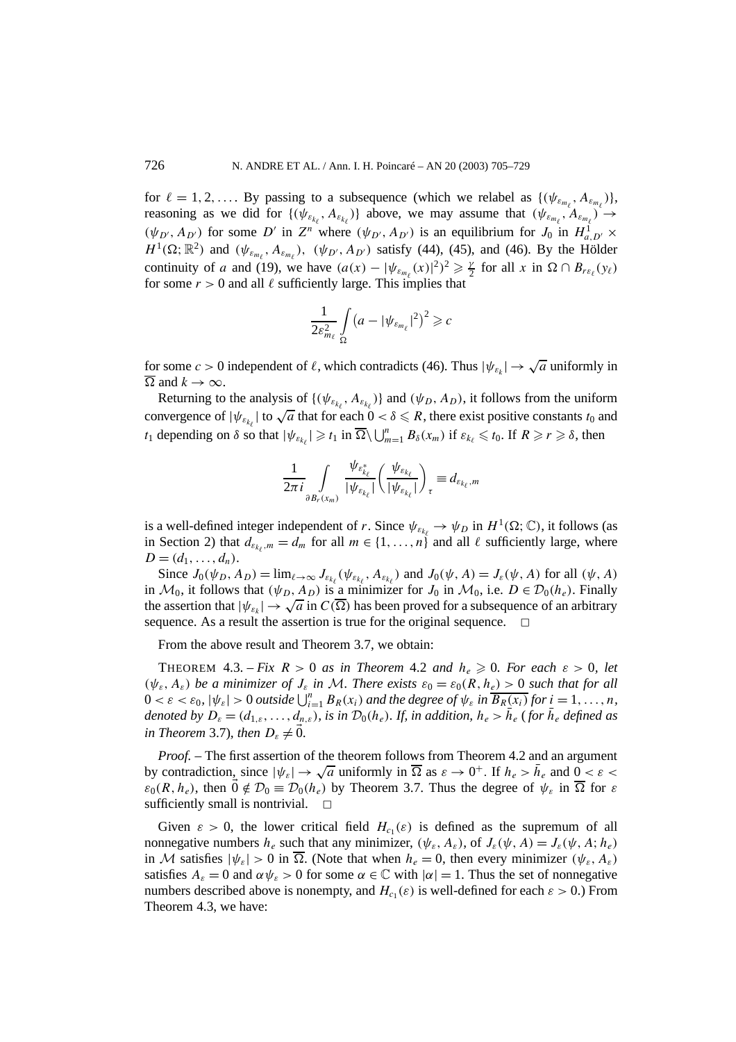for $\ell = 1, 2, \ldots$. By passing to a subsequence (which we relabel as $\{(\psi_{\varepsilon_{m_\ell}}, A_{\varepsilon_{m_\ell}})\}$, reasoning as we did for $\{(\psi_{\varepsilon_{k_\ell}}, A_{\varepsilon_{k_\ell}})\}$ above, we may assume that $(\psi_{\varepsilon_{m_\ell}}, A_{\varepsilon_{m_\ell}}) \to (\psi_{D'}, A_{D'})$ for some $D'$ in $Z^n$ where $(\psi_{D'}, A_{D'})$ is an equilibrium for $J_0$ in $H^1_{a,D'} \times H^1(\Omega; \mathbb{R}^2)$ and $(\psi_{\varepsilon_{m_\ell}}, A_{\varepsilon_{m_\ell}})$, $(\psi_{D'}, A_{D'})$ satisfy (44), (45), and (46). By the Hölder continuity of $a$ and (19), we have $(a(x) - |\psi_{\varepsilon_{m_\ell}}(x)|^2)^2 \geqslant \frac{\gamma}{2}$ for all $x$ in $\Omega \cap B_{r\varepsilon_\ell}(y_\ell)$ for some $r > 0$ and all $\ell$ sufficiently large. This implies that

$$\frac{1}{2\varepsilon^2_{m_\ell}} \int_\Omega \left(a - |\psi_{\varepsilon_{m_\ell}}|^2\right)^2 \geqslant c$$

for some $c > 0$ independent of $\ell$, which contradicts (46). Thus $|\psi_{\varepsilon_k}| \to \sqrt{a}$ uniformly in $\overline{\Omega}$ and $k \to \infty$.

Returning to the analysis of $\{(\psi_{\varepsilon_{k_\ell}}, A_{\varepsilon_{k_\ell}})\}$ and $(\psi_D, A_D)$, it follows from the uniform convergence of $|\psi_{\varepsilon_{k_\ell}}|$ to $\sqrt{a}$ that for each $0 < \delta \leqslant R$, there exist positive constants $t_0$ and $t_1$ depending on $\delta$ so that $|\psi_{\varepsilon_{k_\ell}}| \geqslant t_1$ in $\overline{\Omega} \setminus \bigcup_{m=1}^n B_\delta(x_m)$ if $\varepsilon_{k_\ell} \leqslant t_0$. If $R \geqslant r \geqslant \delta$, then

$$\frac{1}{2\pi i} \int_{\partial B_r(x_m)} \frac{\psi^*_{\varepsilon_{k_\ell}}}{|\psi_{\varepsilon_{k_\ell}}|} \left(\frac{\psi_{\varepsilon_{k_\ell}}}{|\psi_{\varepsilon_{k_\ell}}|}\right)_\tau \equiv d_{\varepsilon_{k_\ell}, m}$$

is a well-defined integer independent of $r$. Since $\psi_{\varepsilon_{k_\ell}} \to \psi_D$ in $H^1(\Omega; \mathbb{C})$, it follows (as in Section 2) that $d_{\varepsilon_{k_\ell}, m} = d_m$ for all $m \in \{1, \ldots, n\}$ and all $\ell$ sufficiently large, where $D = (d_1, \ldots, d_n)$.

Since $J_0(\psi_D, A_D) = \lim_{\ell \to \infty} J_{\varepsilon_{k_\ell}}(\psi_{\varepsilon_{k_\ell}}, A_{\varepsilon_{k_\ell}})$ and $J_0(\psi, A) = J_\varepsilon(\psi, A)$ for all $(\psi, A)$ in $\mathcal{M}_0$, it follows that $(\psi_D, A_D)$ is a minimizer for $J_0$ in $\mathcal{M}_0$, i.e. $D \in \mathcal{D}_0(h_e)$. Finally the assertion that $|\psi_{\varepsilon_k}| \to \sqrt{a}$ in $C(\overline{\Omega})$ has been proved for a subsequence of an arbitrary sequence. As a result the assertion is true for the original sequence. $\square$

From the above result and Theorem 3.7, we obtain:

THEOREM 4.3. – *Fix $R > 0$ as in Theorem 4.2 and $h_e \geqslant 0$. For each $\varepsilon > 0$, let $(\psi_\varepsilon, A_\varepsilon)$ be a minimizer of $J_\varepsilon$ in $\mathcal{M}$. There exists $\varepsilon_0 = \varepsilon_0(R, h_e) > 0$ such that for all $0 < \varepsilon < \varepsilon_0$, $|\psi_\varepsilon| > 0$ outside $\bigcup_{i=1}^n B_R(x_i)$ and the degree of $\psi_\varepsilon$ in $\overline{B_R(x_i)}$ for $i = 1, \ldots, n$, denoted by $D_\varepsilon = (d_{1,\varepsilon}, \ldots, d_{n,\varepsilon})$, is in $\mathcal{D}_0(h_e)$. If, in addition, $h_e > \bar{h}_e$ (for $\bar{h}_e$ defined as in Theorem 3.7), then $D_\varepsilon \neq \vec{0}$.*

*Proof.* – The first assertion of the theorem follows from Theorem 4.2 and an argument by contradiction, since $|\psi_\varepsilon| \to \sqrt{a}$ uniformly in $\overline{\Omega}$ as $\varepsilon \to 0^+$. If $h_e > \bar{h}_e$ and $0 < \varepsilon < \varepsilon_0(R, h_e)$, then $\vec{0} \notin \mathcal{D}_0 \equiv \mathcal{D}_0(h_e)$ by Theorem 3.7. Thus the degree of $\psi_\varepsilon$ in $\overline{\Omega}$ for $\varepsilon$ sufficiently small is nontrivial. $\square$

Given $\varepsilon > 0$, the lower critical field $H_{c_1}(\varepsilon)$ is defined as the supremum of all nonnegative numbers $h_e$ such that any minimizer, $(\psi_\varepsilon, A_\varepsilon)$, of $J_\varepsilon(\psi, A) = J_\varepsilon(\psi, A; h_e)$ in $\mathcal{M}$ satisfies $|\psi_\varepsilon| > 0$ in $\overline{\Omega}$. (Note that when $h_e = 0$, then every minimizer $(\psi_\varepsilon, A_\varepsilon)$ satisfies $A_\varepsilon = 0$ and $\alpha \psi_\varepsilon > 0$ for some $\alpha \in \mathbb{C}$ with $|\alpha| = 1$. Thus the set of nonnegative numbers described above is nonempty, and $H_{c_1}(\varepsilon)$ is well-defined for each $\varepsilon > 0$.) From Theorem 4.3, we have: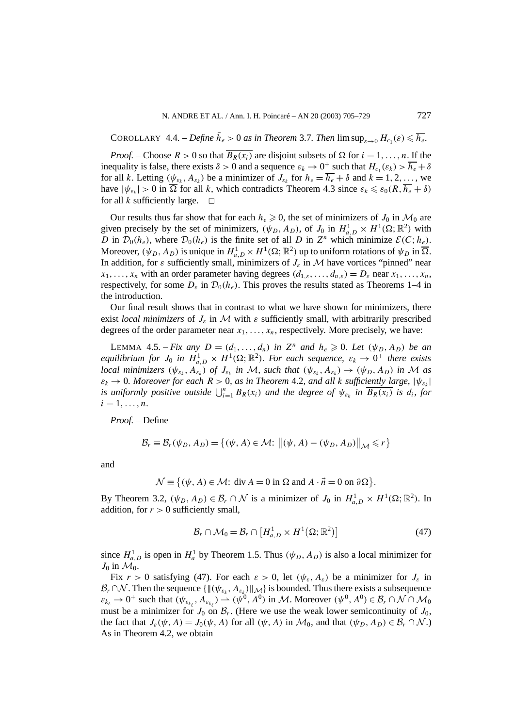COROLLARY 4.4. – *Define $\bar{h}_e > 0$ as in Theorem* 3.7. *Then* $\limsup_{\varepsilon\to 0} H_{c_1}(\varepsilon) \leqslant \overline{h_e}$.

*Proof.* – Choose $R > 0$ so that $\overline{B_R(x_i)}$ are disjoint subsets of $\Omega$ for $i = 1, \ldots, n$. If the inequality is false, there exists $\delta > 0$ and a sequence $\varepsilon_k \to 0^+$ such that $H_{c_1}(\varepsilon_k) > \overline{h_e} + \delta$ for all $k$. Letting $(\psi_{\varepsilon_k}, A_{\varepsilon_k})$ be a minimizer of $J_{\varepsilon_k}$ for $h_e = \overline{h_e} + \delta$ and $k = 1, 2, \ldots$, we have $|\psi_{\varepsilon_k}| > 0$ in $\overline{\Omega}$ for all $k$, which contradicts Theorem 4.3 since $\varepsilon_k \leqslant \varepsilon_0(R, \overline{h_e} + \delta)$ for all $k$ sufficiently large. □

Our results thus far show that for each $h_e \geqslant 0$, the set of minimizers of $J_0$ in $\mathcal{M}_0$ are given precisely by the set of minimizers, $(\psi_D, A_D)$, of $J_0$ in $H^1_{a,D} \times H^1(\Omega; \mathbb{R}^2)$ with $D$ in $\mathcal{D}_0(h_e)$, where $\mathcal{D}_0(h_e)$ is the finite set of all $D$ in $Z^n$ which minimize $\mathcal{E}(C; h_e)$. Moreover, $(\psi_D, A_D)$ is unique in $H^1_{a,D} \times H^1(\Omega; \mathbb{R}^2)$ up to uniform rotations of $\psi_D$ in $\overline{\Omega}$. In addition, for $\varepsilon$ sufficiently small, minimizers of $J_\varepsilon$ in $\mathcal{M}$ have vortices "pinned" near $x_1, \ldots, x_n$ with an order parameter having degrees $(d_{1,\varepsilon}, \ldots, d_{n,\varepsilon}) = D_\varepsilon$ near $x_1, \ldots, x_n$, respectively, for some $D_\varepsilon$ in $\mathcal{D}_0(h_e)$. This proves the results stated as Theorems 1–4 in the introduction.

Our final result shows that in contrast to what we have shown for minimizers, there exist *local minimizers* of $J_\varepsilon$ in $\mathcal{M}$ with $\varepsilon$ sufficiently small, with arbitrarily prescribed degrees of the order parameter near $x_1, \ldots, x_n$, respectively. More precisely, we have:

LEMMA 4.5. – *Fix any $D = (d_1, \ldots, d_n)$ in $Z^n$ and $h_e \geqslant 0$. Let $(\psi_D, A_D)$ be an equilibrium for $J_0$ in $H^1_{a,D} \times H^1(\Omega; \mathbb{R}^2)$. For each sequence, $\varepsilon_k \to 0^+$ there exists local minimizers $(\psi_{\varepsilon_k}, A_{\varepsilon_k})$ of $J_{\varepsilon_k}$ in $\mathcal{M}$, such that $(\psi_{\varepsilon_k}, A_{\varepsilon_k}) \to (\psi_D, A_D)$ in $\mathcal{M}$ as $\varepsilon_k \to 0$. Moreover for each $R > 0$, as in Theorem* 4.2, *and all $k$ sufficiently large, $|\psi_{\varepsilon_k}|$ is uniformly positive outside $\bigcup_{i=1}^n B_R(x_i)$ and the degree of $\psi_{\varepsilon_k}$ in $\overline{B_R(x_i)}$ is $d_i$, for $i = 1, \ldots, n$.*

*Proof.* – Define

$$\mathcal{B}_r \equiv \mathcal{B}_r(\psi_D, A_D) = \left\{(\psi, A) \in \mathcal{M}\colon \left\|(\psi, A) - (\psi_D, A_D)\right\|_{\mathcal{M}} \leqslant r\right\}$$

and

$$\mathcal{N} \equiv \left\{(\psi, A) \in \mathcal{M}\colon \operatorname{div} A = 0 \text{ in } \Omega \text{ and } A \cdot \vec{n} = 0 \text{ on } \partial\Omega\right\}.$$

By Theorem 3.2, $(\psi_D, A_D) \in \mathcal{B}_r \cap \mathcal{N}$ is a minimizer of $J_0$ in $H^1_{a,D} \times H^1(\Omega; \mathbb{R}^2)$. In addition, for $r > 0$ sufficiently small,

$$\mathcal{B}_r \cap \mathcal{M}_0 = \mathcal{B}_r \cap \left[H^1_{a,D} \times H^1\left(\Omega; \mathbb{R}^2\right)\right] \tag{47}$$

since $H^1_{a,D}$ is open in $H^1_a$ by Theorem 1.5. Thus $(\psi_D, A_D)$ is also a local minimizer for $J_0$ in $\mathcal{M}_0$.

Fix $r > 0$ satisfying (47). For each $\varepsilon > 0$, let $(\psi_\varepsilon, A_\varepsilon)$ be a minimizer for $J_\varepsilon$ in $\mathcal{B}_r \cap \mathcal{N}$. Then the sequence $\{\|(\psi_{\varepsilon_k}, A_{\varepsilon_k})\|_{\mathcal{M}}\}$ is bounded. Thus there exists a subsequence $\varepsilon_{k_\ell} \to 0^+$ such that $(\psi_{\varepsilon_{k_\ell}}, A_{\varepsilon_{k_\ell}}) \rightharpoonup (\psi^0, A^0)$ in $\mathcal{M}$. Moreover $(\psi^0, A^0) \in \mathcal{B}_r \cap \mathcal{N} \cap \mathcal{M}_0$ must be a minimizer for $J_0$ on $\mathcal{B}_r$. (Here we use the weak lower semicontinuity of $J_0$, the fact that $J_\varepsilon(\psi, A) = J_0(\psi, A)$ for all $(\psi, A)$ in $\mathcal{M}_0$, and that $(\psi_D, A_D) \in \mathcal{B}_r \cap \mathcal{N}$.) As in Theorem 4.2, we obtain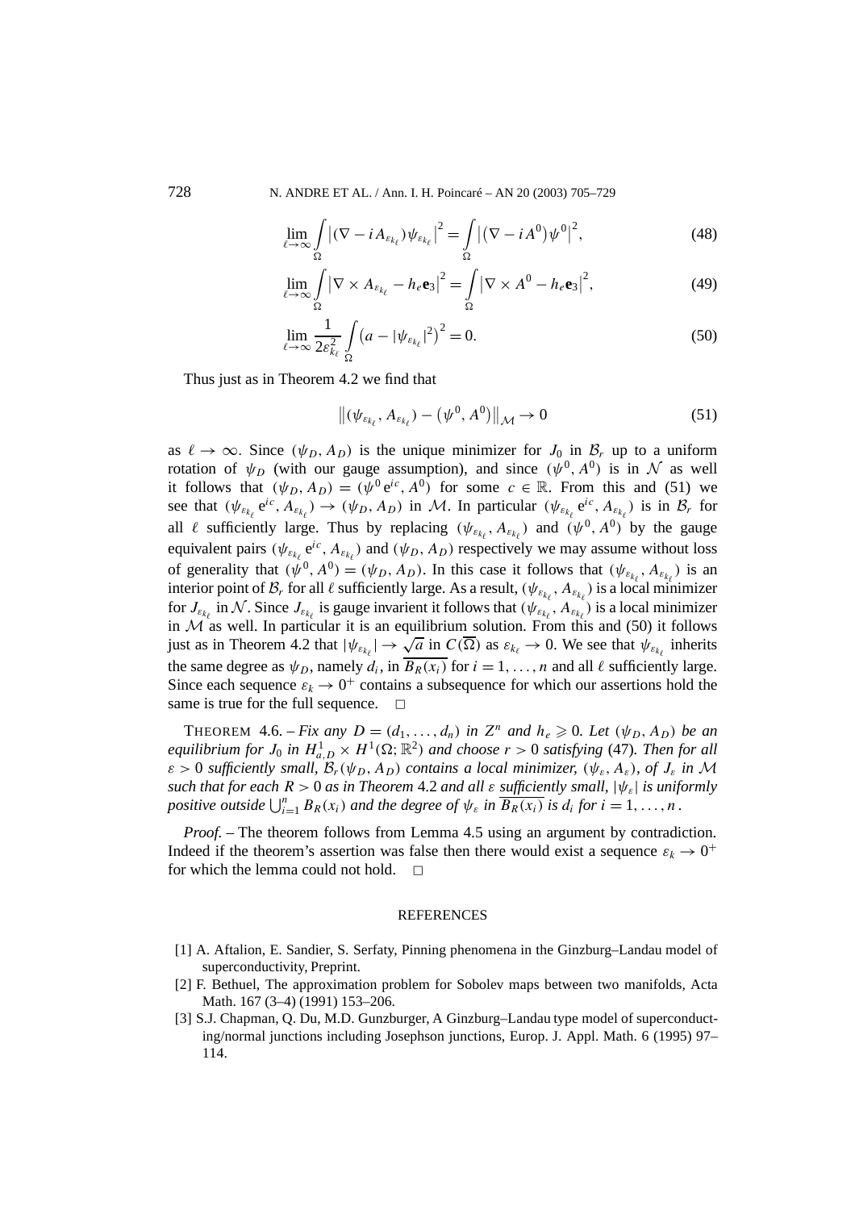$$\lim_{\ell\to\infty}\int_{\Omega}\left|(\nabla - iA_{\varepsilon_{k_\ell}})\psi_{\varepsilon_{k_\ell}}\right|^2 = \int_{\Omega}\left|(\nabla - iA^0)\psi^0\right|^2, \tag{48}$$

$$\lim_{\ell\to\infty}\int_{\Omega}\left|\nabla\times A_{\varepsilon_{k_\ell}} - h_e\mathbf{e}_3\right|^2 = \int_{\Omega}\left|\nabla\times A^0 - h_e\mathbf{e}_3\right|^2, \tag{49}$$

$$\lim_{\ell\to\infty}\frac{1}{2\varepsilon_{k_\ell}^2}\int_{\Omega}\left(a - |\psi_{\varepsilon_{k_\ell}}|^2\right)^2 = 0. \tag{50}$$

Thus just as in Theorem 4.2 we find that

$$\left\|(\psi_{\varepsilon_{k_\ell}}, A_{\varepsilon_{k_\ell}}) - (\psi^0, A^0)\right\|_{\mathcal{M}} \to 0 \tag{51}$$

as $\ell\to\infty$. Since $(\psi_D, A_D)$ is the unique minimizer for $J_0$ in $\mathcal{B}_r$ up to a uniform rotation of $\psi_D$ (with our gauge assumption), and since $(\psi^0, A^0)$ is in $\mathcal{N}$ as well it follows that $(\psi_D, A_D) = (\psi^0 e^{ic}, A^0)$ for some $c\in\mathbb{R}$. From this and (51) we see that $(\psi_{\varepsilon_{k_\ell}} e^{ic}, A_{\varepsilon_{k_\ell}}) \to (\psi_D, A_D)$ in $\mathcal{M}$. In particular $(\psi_{\varepsilon_{k_\ell}} e^{ic}, A_{\varepsilon_{k_\ell}})$ is in $\mathcal{B}_r$ for all $\ell$ sufficiently large. Thus by replacing $(\psi_{\varepsilon_{k_\ell}}, A_{\varepsilon_{k_\ell}})$ and $(\psi^0, A^0)$ by the gauge equivalent pairs $(\psi_{\varepsilon_{k_\ell}} e^{ic}, A_{\varepsilon_{k_\ell}})$ and $(\psi_D, A_D)$ respectively we may assume without loss of generality that $(\psi^0, A^0) = (\psi_D, A_D)$. In this case it follows that $(\psi_{\varepsilon_{k_\ell}}, A_{\varepsilon_{k_\ell}})$ is an interior point of $\mathcal{B}_r$ for all $\ell$ sufficiently large. As a result, $(\psi_{\varepsilon_{k_\ell}}, A_{\varepsilon_{k_\ell}})$ is a local minimizer for $J_{\varepsilon_{k_\ell}}$ in $\mathcal{N}$. Since $J_{\varepsilon_{k_\ell}}$ is gauge invarient it follows that $(\psi_{\varepsilon_{k_\ell}}, A_{\varepsilon_{k_\ell}})$ is a local minimizer in $\mathcal{M}$ as well. In particular it is an equilibrium solution. From this and (50) it follows just as in Theorem 4.2 that $|\psi_{\varepsilon_{k_\ell}}| \to \sqrt{a}$ in $C(\overline{\Omega})$ as $\varepsilon_{k_\ell}\to 0$. We see that $\psi_{\varepsilon_{k_\ell}}$ inherits the same degree as $\psi_D$, namely $d_i$, in $\overline{B_R(x_i)}$ for $i = 1,\dots,n$ and all $\ell$ sufficiently large. Since each sequence $\varepsilon_k \to 0^+$ contains a subsequence for which our assertions hold the same is true for the full sequence. $\square$

THEOREM 4.6. – *Fix any $D = (d_1,\dots,d_n)$ in $Z^n$ and $h_e \geqslant 0$. Let $(\psi_D, A_D)$ be an equilibrium for $J_0$ in $H^1_{a,D}\times H^1(\Omega;\mathbb{R}^2)$ and choose $r>0$ satisfying* (47)*. Then for all $\varepsilon>0$ sufficiently small, $\mathcal{B}_r(\psi_D, A_D)$ contains a local minimizer, $(\psi_\varepsilon, A_\varepsilon)$, of $J_\varepsilon$ in $\mathcal{M}$ such that for each $R>0$ as in Theorem* 4.2 *and all $\varepsilon$ sufficiently small, $|\psi_\varepsilon|$ is uniformly positive outside $\bigcup_{i=1}^n B_R(x_i)$ and the degree of $\psi_\varepsilon$ in $\overline{B_R(x_i)}$ is $d_i$ for $i=1,\dots,n$.*

*Proof.* – The theorem follows from Lemma 4.5 using an argument by contradiction. Indeed if the theorem's assertion was false then there would exist a sequence $\varepsilon_k \to 0^+$ for which the lemma could not hold. $\square$

## REFERENCES

[1] A. Aftalion, E. Sandier, S. Serfaty, Pinning phenomena in the Ginzburg–Landau model of superconductivity, Preprint.

[2] F. Bethuel, The approximation problem for Sobolev maps between two manifolds, Acta Math. 167 (3–4) (1991) 153–206.

[3] S.J. Chapman, Q. Du, M.D. Gunzburger, A Ginzburg–Landau type model of superconducting/normal junctions including Josephson junctions, Europ. J. Appl. Math. 6 (1995) 97–114.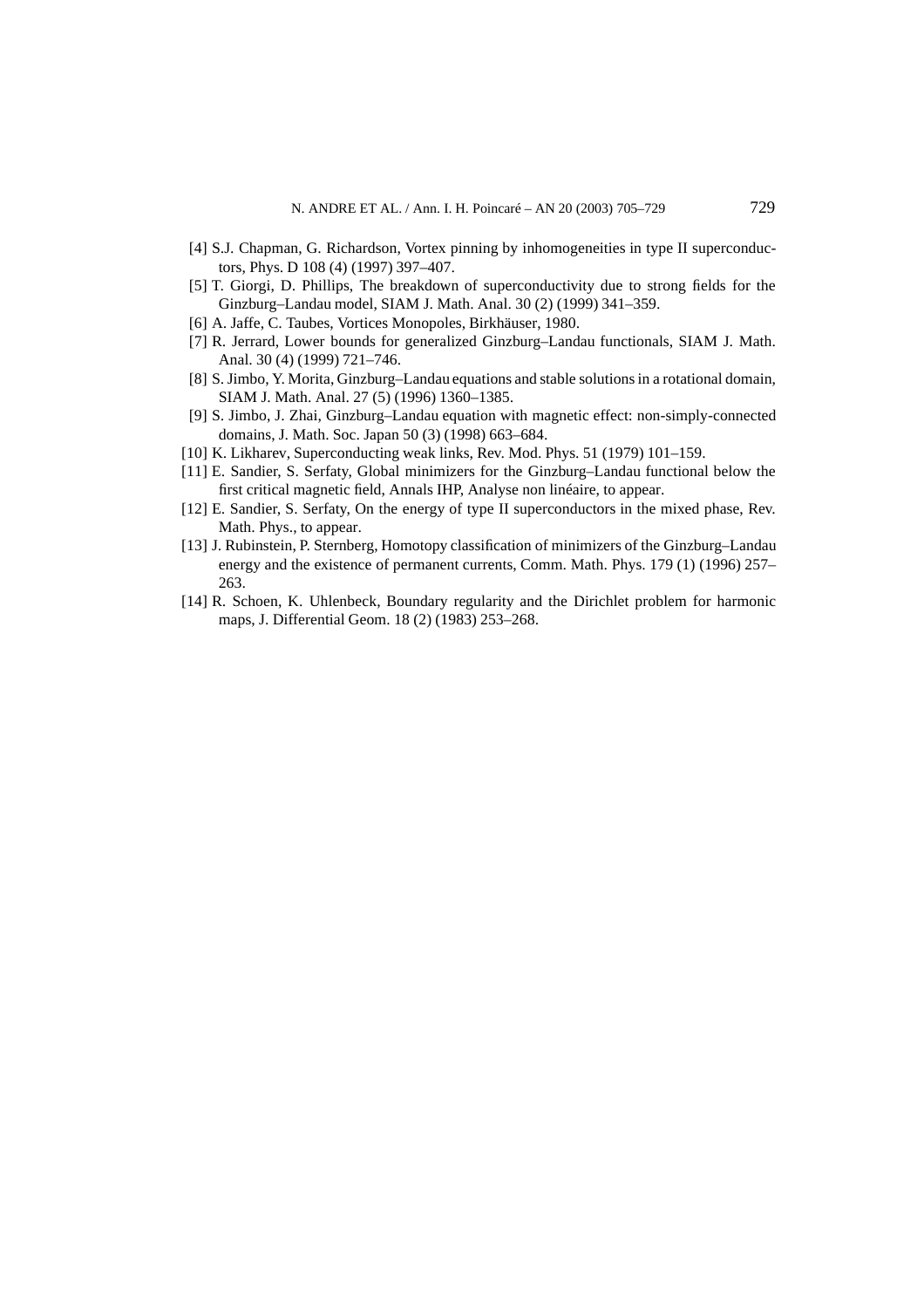[4] S.J. Chapman, G. Richardson, Vortex pinning by inhomogeneities in type II superconductors, Phys. D 108 (4) (1997) 397–407.

[5] T. Giorgi, D. Phillips, The breakdown of superconductivity due to strong fields for the Ginzburg–Landau model, SIAM J. Math. Anal. 30 (2) (1999) 341–359.

[6] A. Jaffe, C. Taubes, Vortices Monopoles, Birkhäuser, 1980.

[7] R. Jerrard, Lower bounds for generalized Ginzburg–Landau functionals, SIAM J. Math. Anal. 30 (4) (1999) 721–746.

[8] S. Jimbo, Y. Morita, Ginzburg–Landau equations and stable solutions in a rotational domain, SIAM J. Math. Anal. 27 (5) (1996) 1360–1385.

[9] S. Jimbo, J. Zhai, Ginzburg–Landau equation with magnetic effect: non-simply-connected domains, J. Math. Soc. Japan 50 (3) (1998) 663–684.

[10] K. Likharev, Superconducting weak links, Rev. Mod. Phys. 51 (1979) 101–159.

[11] E. Sandier, S. Serfaty, Global minimizers for the Ginzburg–Landau functional below the first critical magnetic field, Annals IHP, Analyse non linéaire, to appear.

[12] E. Sandier, S. Serfaty, On the energy of type II superconductors in the mixed phase, Rev. Math. Phys., to appear.

[13] J. Rubinstein, P. Sternberg, Homotopy classification of minimizers of the Ginzburg–Landau energy and the existence of permanent currents, Comm. Math. Phys. 179 (1) (1996) 257–263.

[14] R. Schoen, K. Uhlenbeck, Boundary regularity and the Dirichlet problem for harmonic maps, J. Differential Geom. 18 (2) (1983) 253–268.